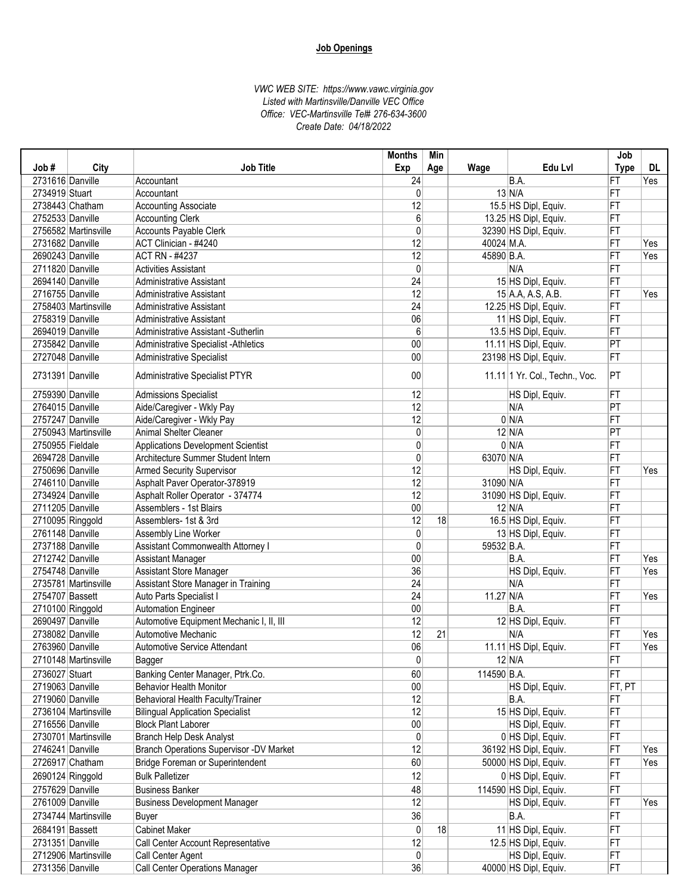**Job Openings**

*VWC WEB SITE: https://www.vawc.virginia.gov*
*Listed with Martinsville/Danville VEC Office*
*Office: VEC-Martinsville Tel# 276-634-3600*
*Create Date: 04/18/2022*

| Job # | City | Job Title | Months Exp | Min Age | Wage | Edu Lvl | Job Type | DL |
|---|---|---|---|---|---|---|---|---|
| 2731616 | Danville | Accountant | 24 | | | B.A. | FT | Yes |
| 2734919 | Stuart | Accountant | 0 | | 13 | N/A | FT | |
| 2738443 | Chatham | Accounting Associate | 12 | | 15.5 | HS Dipl, Equiv. | FT | |
| 2752533 | Danville | Accounting Clerk | 6 | | 13.25 | HS Dipl, Equiv. | FT | |
| 2756582 | Martinsville | Accounts Payable Clerk | 0 | | 32390 | HS Dipl, Equiv. | FT | |
| 2731682 | Danville | ACT Clinician - #4240 | 12 | | 40024 | M.A. | FT | Yes |
| 2690243 | Danville | ACT RN - #4237 | 12 | | 45890 | B.A. | FT | Yes |
| 2711820 | Danville | Activities Assistant | 0 | | | N/A | FT | |
| 2694140 | Danville | Administrative Assistant | 24 | | 15 | HS Dipl, Equiv. | FT | |
| 2716755 | Danville | Administrative Assistant | 12 | | 15 | A.A, A.S, A.B. | FT | Yes |
| 2758403 | Martinsville | Administrative Assistant | 24 | | 12.25 | HS Dipl, Equiv. | FT | |
| 2758319 | Danville | Administrative Assistant | 06 | | 11 | HS Dipl, Equiv. | FT | |
| 2694019 | Danville | Administrative Assistant -Sutherlin | 6 | | 13.5 | HS Dipl, Equiv. | FT | |
| 2735842 | Danville | Administrative Specialist -Athletics | 00 | | 11.11 | HS Dipl, Equiv. | PT | |
| 2727048 | Danville | Administrative Specialist | 00 | | 23198 | HS Dipl, Equiv. | FT | |
| 2731391 | Danville | Administrative Specialist PTYR | 00 | | 11.11 | 1 Yr. Col., Techn., Voc. | PT | |
| 2759390 | Danville | Admissions Specialist | 12 | | | HS Dipl, Equiv. | FT | |
| 2764015 | Danville | Aide/Caregiver - Wkly Pay | 12 | | | N/A | PT | |
| 2757247 | Danville | Aide/Caregiver - Wkly Pay | 12 | | 0 | N/A | FT | |
| 2750943 | Martinsville | Animal Shelter Cleaner | 0 | | 12 | N/A | PT | |
| 2750955 | Fieldale | Applications Development Scientist | 0 | | 0 | N/A | FT | |
| 2694728 | Danville | Architecture Summer Student Intern | 0 | | 63070 | N/A | FT | |
| 2750696 | Danville | Armed Security Supervisor | 12 | | | HS Dipl, Equiv. | FT | Yes |
| 2746110 | Danville | Asphalt Paver Operator-378919 | 12 | | 31090 | N/A | FT | |
| 2734924 | Danville | Asphalt Roller Operator - 374774 | 12 | | 31090 | HS Dipl, Equiv. | FT | |
| 2711205 | Danville | Assemblers - 1st Blairs | 00 | | 12 | N/A | FT | |
| 2710095 | Ringgold | Assemblers- 1st & 3rd | 12 | 18 | 16.5 | HS Dipl, Equiv. | FT | |
| 2761148 | Danville | Assembly Line Worker | 0 | | 13 | HS Dipl, Equiv. | FT | |
| 2737188 | Danville | Assistant Commonwealth Attorney I | 0 | | 59532 | B.A. | FT | |
| 2712742 | Danville | Assistant Manager | 00 | | | B.A. | FT | Yes |
| 2754748 | Danville | Assistant Store Manager | 36 | | | HS Dipl, Equiv. | FT | Yes |
| 2735781 | Martinsville | Assistant Store Manager in Training | 24 | | | N/A | FT | |
| 2754707 | Bassett | Auto Parts Specialist I | 24 | | 11.27 | N/A | FT | Yes |
| 2710100 | Ringgold | Automation Engineer | 00 | | | B.A. | FT | |
| 2690497 | Danville | Automotive Equipment Mechanic I, II, III | 12 | | 12 | HS Dipl, Equiv. | FT | |
| 2738082 | Danville | Automotive Mechanic | 12 | 21 | | N/A | FT | Yes |
| 2763960 | Danville | Automotive Service Attendant | 06 | | 11.11 | HS Dipl, Equiv. | FT | Yes |
| 2710148 | Martinsville | Bagger | 0 | | 12 | N/A | FT | |
| 2736027 | Stuart | Banking Center Manager, Ptrk.Co. | 60 | | 114590 | B.A. | FT | |
| 2719063 | Danville | Behavior Health Monitor | 00 | | | HS Dipl, Equiv. | FT, PT | |
| 2719060 | Danville | Behavioral Health Faculty/Trainer | 12 | | | B.A. | FT | |
| 2736104 | Martinsville | Bilingual Application Specialist | 12 | | 15 | HS Dipl, Equiv. | FT | |
| 2716556 | Danville | Block Plant Laborer | 00 | | | HS Dipl, Equiv. | FT | |
| 2730701 | Martinsville | Branch Help Desk Analyst | 0 | | 0 | HS Dipl, Equiv. | FT | |
| 2746241 | Danville | Branch Operations Supervisor -DV Market | 12 | | 36192 | HS Dipl, Equiv. | FT | Yes |
| 2726917 | Chatham | Bridge Foreman or Superintendent | 60 | | 50000 | HS Dipl, Equiv. | FT | Yes |
| 2690124 | Ringgold | Bulk Palletizer | 12 | | 0 | HS Dipl, Equiv. | FT | |
| 2757629 | Danville | Business Banker | 48 | | 114590 | HS Dipl, Equiv. | FT | |
| 2761009 | Danville | Business Development Manager | 12 | | | HS Dipl, Equiv. | FT | Yes |
| 2734744 | Martinsville | Buyer | 36 | | | B.A. | FT | |
| 2684191 | Bassett | Cabinet Maker | 0 | 18 | 11 | HS Dipl, Equiv. | FT | |
| 2731351 | Danville | Call Center Account Representative | 12 | | 12.5 | HS Dipl, Equiv. | FT | |
| 2712906 | Martinsville | Call Center Agent | 0 | | | HS Dipl, Equiv. | FT | |
| 2731356 | Danville | Call Center Operations Manager | 36 | | 40000 | HS Dipl, Equiv. | FT | |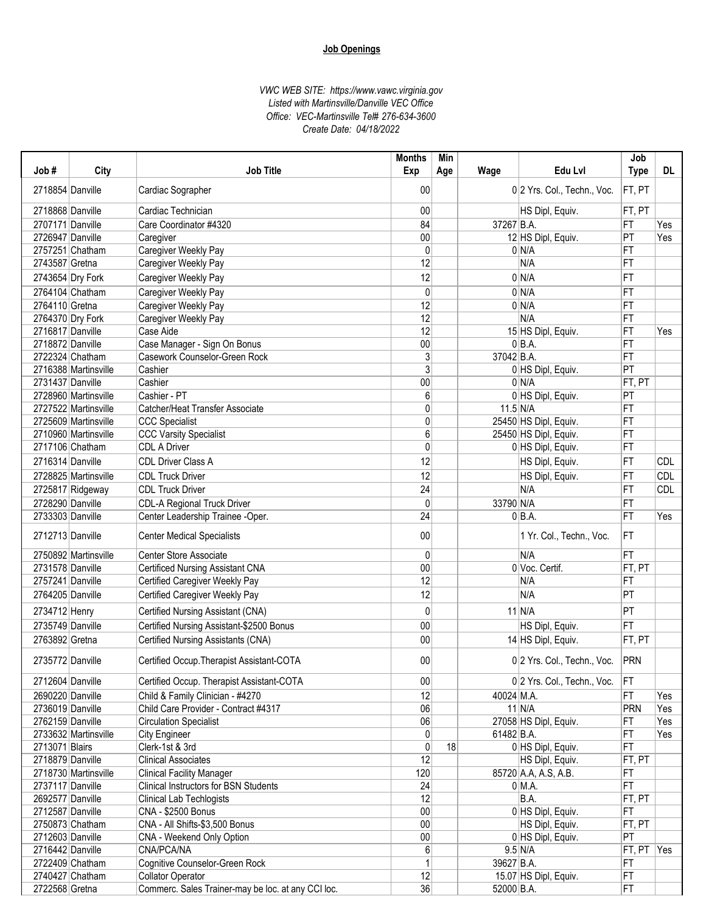**Job Openings**

*VWC WEB SITE: https://www.vawc.virginia.gov*
*Listed with Martinsville/Danville VEC Office*
*Office: VEC-Martinsville Tel# 276-634-3600*
*Create Date: 04/18/2022*

| Job # | City | Job Title | Months Exp | Min Age | Wage | Edu Lvl | Job Type | DL |
|---|---|---|---|---|---|---|---|---|
| 2718854 | Danville | Cardiac Sographer | 00 | | 0 | 2 Yrs. Col., Techn., Voc. | FT, PT | |
| 2718868 | Danville | Cardiac Technician | 00 | | | HS Dipl, Equiv. | FT, PT | |
| 2707171 | Danville | Care Coordinator #4320 | 84 | | 37267 | B.A. | FT | Yes |
| 2726947 | Danville | Caregiver | 00 | | 12 | HS Dipl, Equiv. | PT | Yes |
| 2757251 | Chatham | Caregiver Weekly Pay | 0 | | 0 | N/A | FT | |
| 2743587 | Gretna | Caregiver Weekly Pay | 12 | | | N/A | FT | |
| 2743654 | Dry Fork | Caregiver Weekly Pay | 12 | | 0 | N/A | FT | |
| 2764104 | Chatham | Caregiver Weekly Pay | 0 | | 0 | N/A | FT | |
| 2764110 | Gretna | Caregiver Weekly Pay | 12 | | 0 | N/A | FT | |
| 2764370 | Dry Fork | Caregiver Weekly Pay | 12 | | | N/A | FT | |
| 2716817 | Danville | Case Aide | 12 | | 15 | HS Dipl, Equiv. | FT | Yes |
| 2718872 | Danville | Case Manager - Sign On Bonus | 00 | | 0 | B.A. | FT | |
| 2722324 | Chatham | Casework Counselor-Green Rock | 3 | | 37042 | B.A. | FT | |
| 2716388 | Martinsville | Cashier | 3 | | 0 | HS Dipl, Equiv. | PT | |
| 2731437 | Danville | Cashier | 00 | | 0 | N/A | FT, PT | |
| 2728960 | Martinsville | Cashier - PT | 6 | | 0 | HS Dipl, Equiv. | PT | |
| 2727522 | Martinsville | Catcher/Heat Transfer Associate | 0 | | 11.5 | N/A | FT | |
| 2725609 | Martinsville | CCC Specialist | 0 | | 25450 | HS Dipl, Equiv. | FT | |
| 2710960 | Martinsville | CCC Varsity Specialist | 6 | | 25450 | HS Dipl, Equiv. | FT | |
| 2717106 | Chatham | CDL A Driver | 0 | | 0 | HS Dipl, Equiv. | FT | |
| 2716314 | Danville | CDL Driver Class A | 12 | | | HS Dipl, Equiv. | FT | CDL |
| 2728825 | Martinsville | CDL Truck Driver | 12 | | | HS Dipl, Equiv. | FT | CDL |
| 2725817 | Ridgeway | CDL Truck Driver | 24 | | | N/A | FT | CDL |
| 2728290 | Danville | CDL-A Regional Truck Driver | 0 | | 33790 | N/A | FT | |
| 2733303 | Danville | Center Leadership Trainee -Oper. | 24 | | 0 | B.A. | FT | Yes |
| 2712713 | Danville | Center Medical Specialists | 00 | | | 1 Yr. Col., Techn., Voc. | FT | |
| 2750892 | Martinsville | Center Store Associate | 0 | | | N/A | FT | |
| 2731578 | Danville | Certificed Nursing Assistant CNA | 00 | | 0 | Voc. Certif. | FT, PT | |
| 2757241 | Danville | Certified Caregiver Weekly Pay | 12 | | | N/A | FT | |
| 2764205 | Danville | Certified Caregiver Weekly Pay | 12 | | | N/A | PT | |
| 2734712 | Henry | Certified Nursing Assistant (CNA) | 0 | | 11 | N/A | PT | |
| 2735749 | Danville | Certified Nursing Assistant-$2500 Bonus | 00 | | | HS Dipl, Equiv. | FT | |
| 2763892 | Gretna | Certified Nursing Assistants (CNA) | 00 | | 14 | HS Dipl, Equiv. | FT, PT | |
| 2735772 | Danville | Certified Occup.Therapist Assistant-COTA | 00 | | 0 | 2 Yrs. Col., Techn., Voc. | PRN | |
| 2712604 | Danville | Certified Occup. Therapist Assistant-COTA | 00 | | 0 | 2 Yrs. Col., Techn., Voc. | FT | |
| 2690220 | Danville | Child & Family Clinician - #4270 | 12 | | 40024 | M.A. | FT | Yes |
| 2736019 | Danville | Child Care Provider - Contract #4317 | 06 | | 11 | N/A | PRN | Yes |
| 2762159 | Danville | Circulation Specialist | 06 | | 27058 | HS Dipl, Equiv. | FT | Yes |
| 2733632 | Martinsville | City Engineer | 0 | | 61482 | B.A. | FT | Yes |
| 2713071 | Blairs | Clerk-1st & 3rd | 0 | 18 | 0 | HS Dipl, Equiv. | FT | |
| 2718879 | Danville | Clinical Associates | 12 | | | HS Dipl, Equiv. | FT, PT | |
| 2718730 | Martinsville | Clinical Facility Manager | 120 | | 85720 | A.A, A.S, A.B. | FT | |
| 2737117 | Danville | Clinical Instructors for BSN Students | 24 | | 0 | M.A. | FT | |
| 2692577 | Danville | Clinical Lab Techlogists | 12 | | | B.A. | FT, PT | |
| 2712587 | Danville | CNA - $2500 Bonus | 00 | | 0 | HS Dipl, Equiv. | FT | |
| 2750873 | Chatham | CNA - All Shifts-$3,500 Bonus | 00 | | | HS Dipl, Equiv. | FT, PT | |
| 2712603 | Danville | CNA - Weekend Only Option | 00 | | 0 | HS Dipl, Equiv. | PT | |
| 2716442 | Danville | CNA/PCA/NA | 6 | | 9.5 | N/A | FT, PT | Yes |
| 2722409 | Chatham | Cognitive Counselor-Green Rock | 1 | | 39627 | B.A. | FT | |
| 2740427 | Chatham | Collator Operator | 12 | | 15.07 | HS Dipl, Equiv. | FT | |
| 2722568 | Gretna | Commerc. Sales Trainer-may be loc. at any CCI loc. | 36 | | 52000 | B.A. | FT | |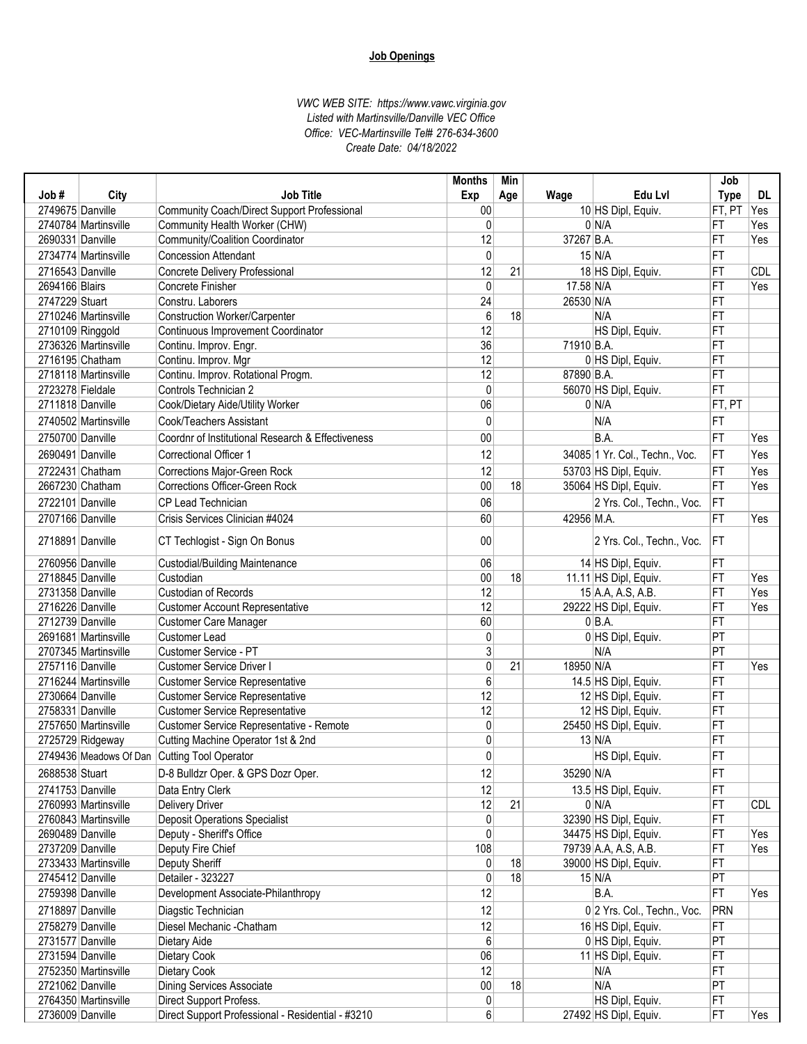**Job Openings**

*VWC WEB SITE: https://www.vawc.virginia.gov*
*Listed with Martinsville/Danville VEC Office*
*Office: VEC-Martinsville Tel# 276-634-3600*
*Create Date: 04/18/2022*

| Job # | City | Job Title | Months Exp | Min Age | Wage | Edu Lvl | Job Type | DL |
|---|---|---|---|---|---|---|---|---|
| 2749675 | Danville | Community Coach/Direct Support Professional | 00 | | 10 | HS Dipl, Equiv. | FT, PT | Yes |
| 2740784 | Martinsville | Community Health Worker (CHW) | 0 | | 0 | N/A | FT | Yes |
| 2690331 | Danville | Community/Coalition Coordinator | 12 | | 37267 | B.A. | FT | Yes |
| 2734774 | Martinsville | Concession Attendant | 0 | | 15 | N/A | FT | |
| 2716543 | Danville | Concrete Delivery Professional | 12 | 21 | 18 | HS Dipl, Equiv. | FT | CDL |
| 2694166 | Blairs | Concrete Finisher | 0 | | 17.58 | N/A | FT | Yes |
| 2747229 | Stuart | Constru. Laborers | 24 | | 26530 | N/A | FT | |
| 2710246 | Martinsville | Construction Worker/Carpenter | 6 | 18 | | N/A | FT | |
| 2710109 | Ringgold | Continuous Improvement Coordinator | 12 | | | HS Dipl, Equiv. | FT | |
| 2736326 | Martinsville | Continu. Improv. Engr. | 36 | | 71910 | B.A. | FT | |
| 2716195 | Chatham | Continu. Improv. Mgr | 12 | | 0 | HS Dipl, Equiv. | FT | |
| 2718118 | Martinsville | Continu. Improv. Rotational Progm. | 12 | | 87890 | B.A. | FT | |
| 2723278 | Fieldale | Controls Technician 2 | 0 | | 56070 | HS Dipl, Equiv. | FT | |
| 2711818 | Danville | Cook/Dietary Aide/Utility Worker | 06 | | 0 | N/A | FT, PT | |
| 2740502 | Martinsville | Cook/Teachers Assistant | 0 | | | N/A | FT | |
| 2750700 | Danville | Coordnr of Institutional Research & Effectiveness | 00 | | | B.A. | FT | Yes |
| 2690491 | Danville | Correctional Officer 1 | 12 | | 34085 | 1 Yr. Col., Techn., Voc. | FT | Yes |
| 2722431 | Chatham | Corrections Major-Green Rock | 12 | | 53703 | HS Dipl, Equiv. | FT | Yes |
| 2667230 | Chatham | Corrections Officer-Green Rock | 00 | 18 | 35064 | HS Dipl, Equiv. | FT | Yes |
| 2722101 | Danville | CP Lead Technician | 06 | | | 2 Yrs. Col., Techn., Voc. | FT | |
| 2707166 | Danville | Crisis Services Clinician #4024 | 60 | | 42956 | M.A. | FT | Yes |
| 2718891 | Danville | CT Techlogist - Sign On Bonus | 00 | | | 2 Yrs. Col., Techn., Voc. | FT | |
| 2760956 | Danville | Custodial/Building Maintenance | 06 | | 14 | HS Dipl, Equiv. | FT | |
| 2718845 | Danville | Custodian | 00 | 18 | 11.11 | HS Dipl, Equiv. | FT | Yes |
| 2731358 | Danville | Custodian of Records | 12 | | 15 | A.A, A.S, A.B. | FT | Yes |
| 2716226 | Danville | Customer Account Representative | 12 | | 29222 | HS Dipl, Equiv. | FT | Yes |
| 2712739 | Danville | Customer Care Manager | 60 | | 0 | B.A. | FT | |
| 2691681 | Martinsville | Customer Lead | 0 | | 0 | HS Dipl, Equiv. | PT | |
| 2707345 | Martinsville | Customer Service - PT | 3 | | | N/A | PT | |
| 2757116 | Danville | Customer Service Driver I | 0 | 21 | 18950 | N/A | FT | Yes |
| 2716244 | Martinsville | Customer Service Representative | 6 | | 14.5 | HS Dipl, Equiv. | FT | |
| 2730664 | Danville | Customer Service Representative | 12 | | 12 | HS Dipl, Equiv. | FT | |
| 2758331 | Danville | Customer Service Representative | 12 | | 12 | HS Dipl, Equiv. | FT | |
| 2757650 | Martinsville | Customer Service Representative - Remote | 0 | | 25450 | HS Dipl, Equiv. | FT | |
| 2725729 | Ridgeway | Cutting Machine Operator 1st & 2nd | 0 | | 13 | N/A | FT | |
| 2749436 | Meadows Of Dan | Cutting Tool Operator | 0 | | | HS Dipl, Equiv. | FT | |
| 2688538 | Stuart | D-8 Bulldzr Oper. & GPS Dozr Oper. | 12 | | 35290 | N/A | FT | |
| 2741753 | Danville | Data Entry Clerk | 12 | | 13.5 | HS Dipl, Equiv. | FT | |
| 2760993 | Martinsville | Delivery Driver | 12 | 21 | 0 | N/A | FT | CDL |
| 2760843 | Martinsville | Deposit Operations Specialist | 0 | | 32390 | HS Dipl, Equiv. | FT | |
| 2690489 | Danville | Deputy - Sheriff's Office | 0 | | 34475 | HS Dipl, Equiv. | FT | Yes |
| 2737209 | Danville | Deputy Fire Chief | 108 | | 79739 | A.A, A.S, A.B. | FT | Yes |
| 2733433 | Martinsville | Deputy Sheriff | 0 | 18 | 39000 | HS Dipl, Equiv. | FT | |
| 2745412 | Danville | Detailer - 323227 | 0 | 18 | 15 | N/A | PT | |
| 2759398 | Danville | Development Associate-Philanthropy | 12 | | | B.A. | FT | Yes |
| 2718897 | Danville | Diagstic Technician | 12 | | 0 | 2 Yrs. Col., Techn., Voc. | PRN | |
| 2758279 | Danville | Diesel Mechanic -Chatham | 12 | | 16 | HS Dipl, Equiv. | FT | |
| 2731577 | Danville | Dietary Aide | 6 | | 0 | HS Dipl, Equiv. | PT | |
| 2731594 | Danville | Dietary Cook | 06 | | 11 | HS Dipl, Equiv. | FT | |
| 2752350 | Martinsville | Dietary Cook | 12 | | | N/A | FT | |
| 2721062 | Danville | Dining Services Associate | 00 | 18 | | N/A | PT | |
| 2764350 | Martinsville | Direct Support Profess. | 0 | | | HS Dipl, Equiv. | FT | |
| 2736009 | Danville | Direct Support Professional - Residential - #3210 | 6 | | 27492 | HS Dipl, Equiv. | FT | Yes |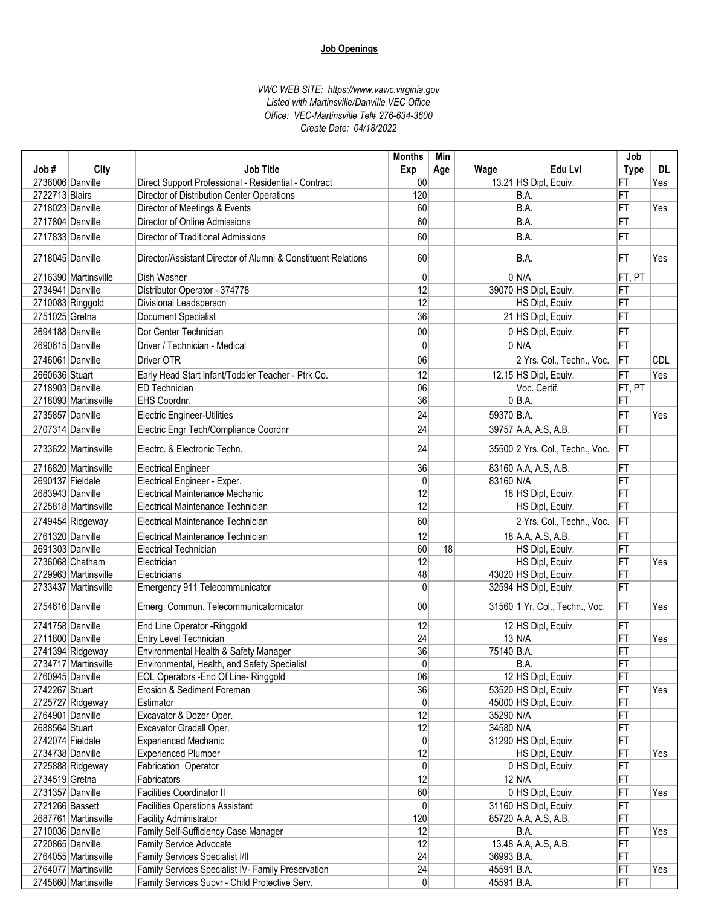**Job Openings**

*VWC WEB SITE: https://www.vawc.virginia.gov*
*Listed with Martinsville/Danville VEC Office*
*Office: VEC-Martinsville Tel# 276-634-3600*
*Create Date: 04/18/2022*

| Job # | City | Job Title | Months Exp | Min Age | Wage | Edu Lvl | Job Type | DL |
|---|---|---|---|---|---|---|---|---|
| 2736006 | Danville | Direct Support Professional - Residential - Contract | 00 | | 13.21 | HS Dipl, Equiv. | FT | Yes |
| 2722713 | Blairs | Director of Distribution Center Operations | 120 | | | B.A. | FT | |
| 2718023 | Danville | Director of Meetings & Events | 60 | | | B.A. | FT | Yes |
| 2717804 | Danville | Director of Online Admissions | 60 | | | B.A. | FT | |
| 2717833 | Danville | Director of Traditional Admissions | 60 | | | B.A. | FT | |
| 2718045 | Danville | Director/Assistant Director of Alumni & Constituent Relations | 60 | | | B.A. | FT | Yes |
| 2716390 | Martinsville | Dish Washer | 0 | | 0 | N/A | FT, PT | |
| 2734941 | Danville | Distributor Operator - 374778 | 12 | | 39070 | HS Dipl, Equiv. | FT | |
| 2710083 | Ringgold | Divisional Leadsperson | 12 | | | HS Dipl, Equiv. | FT | |
| 2751025 | Gretna | Document Specialist | 36 | | 21 | HS Dipl, Equiv. | FT | |
| 2694188 | Danville | Dor Center Technician | 00 | | 0 | HS Dipl, Equiv. | FT | |
| 2690615 | Danville | Driver / Technician - Medical | 0 | | 0 | N/A | FT | |
| 2746061 | Danville | Driver OTR | 06 | | | 2 Yrs. Col., Techn., Voc. | FT | CDL |
| 2660636 | Stuart | Early Head Start Infant/Toddler Teacher - Ptrk Co. | 12 | | 12.15 | HS Dipl, Equiv. | FT | Yes |
| 2718903 | Danville | ED Technician | 06 | | | Voc. Certif. | FT, PT | |
| 2718093 | Martinsville | EHS Coordnr. | 36 | | 0 | B.A. | FT | |
| 2735857 | Danville | Electric Engineer-Utilities | 24 | | 59370 | B.A. | FT | Yes |
| 2707314 | Danville | Electric Engr Tech/Compliance Coordnr | 24 | | 39757 | A.A, A.S, A.B. | FT | |
| 2733622 | Martinsville | Electrc. & Electronic Techn. | 24 | | 35500 | 2 Yrs. Col., Techn., Voc. | FT | |
| 2716820 | Martinsville | Electrical Engineer | 36 | | 83160 | A.A, A.S, A.B. | FT | |
| 2690137 | Fieldale | Electrical Engineer - Exper. | 0 | | 83160 | N/A | FT | |
| 2683943 | Danville | Electrical Maintenance Mechanic | 12 | | 18 | HS Dipl, Equiv. | FT | |
| 2725818 | Martinsville | Electrical Maintenance Technician | 12 | | | HS Dipl, Equiv. | FT | |
| 2749454 | Ridgeway | Electrical Maintenance Technician | 60 | | | 2 Yrs. Col., Techn., Voc. | FT | |
| 2761320 | Danville | Electrical Maintenance Technician | 12 | | 18 | A.A, A.S, A.B. | FT | |
| 2691303 | Danville | Electrical Technician | 60 | 18 | | HS Dipl, Equiv. | FT | |
| 2736068 | Chatham | Electrician | 12 | | | HS Dipl, Equiv. | FT | Yes |
| 2729963 | Martinsville | Electricians | 48 | | 43020 | HS Dipl, Equiv. | FT | |
| 2733437 | Martinsville | Emergency 911 Telecommunicator | 0 | | 32594 | HS Dipl, Equiv. | FT | |
| 2754616 | Danville | Emerg. Commun. Telecommunicatornicator | 00 | | 31560 | 1 Yr. Col., Techn., Voc. | FT | Yes |
| 2741758 | Danville | End Line Operator -Ringgold | 12 | | 12 | HS Dipl, Equiv. | FT | |
| 2711800 | Danville | Entry Level Technician | 24 | | 13 | N/A | FT | Yes |
| 2741394 | Ridgeway | Environmental Health & Safety Manager | 36 | | 75140 | B.A. | FT | |
| 2734717 | Martinsville | Environmental, Health, and Safety Specialist | 0 | | | B.A. | FT | |
| 2760945 | Danville | EOL Operators -End Of Line- Ringgold | 06 | | 12 | HS Dipl, Equiv. | FT | |
| 2742267 | Stuart | Erosion & Sediment Foreman | 36 | | 53520 | HS Dipl, Equiv. | FT | Yes |
| 2725727 | Ridgeway | Estimator | 0 | | 45000 | HS Dipl, Equiv. | FT | |
| 2764901 | Danville | Excavator & Dozer Oper. | 12 | | 35290 | N/A | FT | |
| 2688564 | Stuart | Excavator Gradall Oper. | 12 | | 34580 | N/A | FT | |
| 2742074 | Fieldale | Experienced Mechanic | 0 | | 31290 | HS Dipl, Equiv. | FT | |
| 2734738 | Danville | Experienced Plumber | 12 | | | HS Dipl, Equiv. | FT | Yes |
| 2725888 | Ridgeway | Fabrication Operator | 0 | | 0 | HS Dipl, Equiv. | FT | |
| 2734519 | Gretna | Fabricators | 12 | | 12 | N/A | FT | |
| 2731357 | Danville | Facilities Coordinator II | 60 | | 0 | HS Dipl, Equiv. | FT | Yes |
| 2721266 | Bassett | Facilities Operations Assistant | 0 | | 31160 | HS Dipl, Equiv. | FT | |
| 2687761 | Martinsville | Facility Administrator | 120 | | 85720 | A.A, A.S, A.B. | FT | |
| 2710036 | Danville | Family Self-Sufficiency Case Manager | 12 | | | B.A. | FT | Yes |
| 2720865 | Danville | Family Service Advocate | 12 | | 13.48 | A.A, A.S, A.B. | FT | |
| 2764055 | Martinsville | Family Services Specialist I/II | 24 | | 36993 | B.A. | FT | |
| 2764077 | Martinsville | Family Services Specialist IV- Family Preservation | 24 | | 45591 | B.A. | FT | Yes |
| 2745860 | Martinsville | Family Services Supvr - Child Protective Serv. | 0 | | 45591 | B.A. | FT | |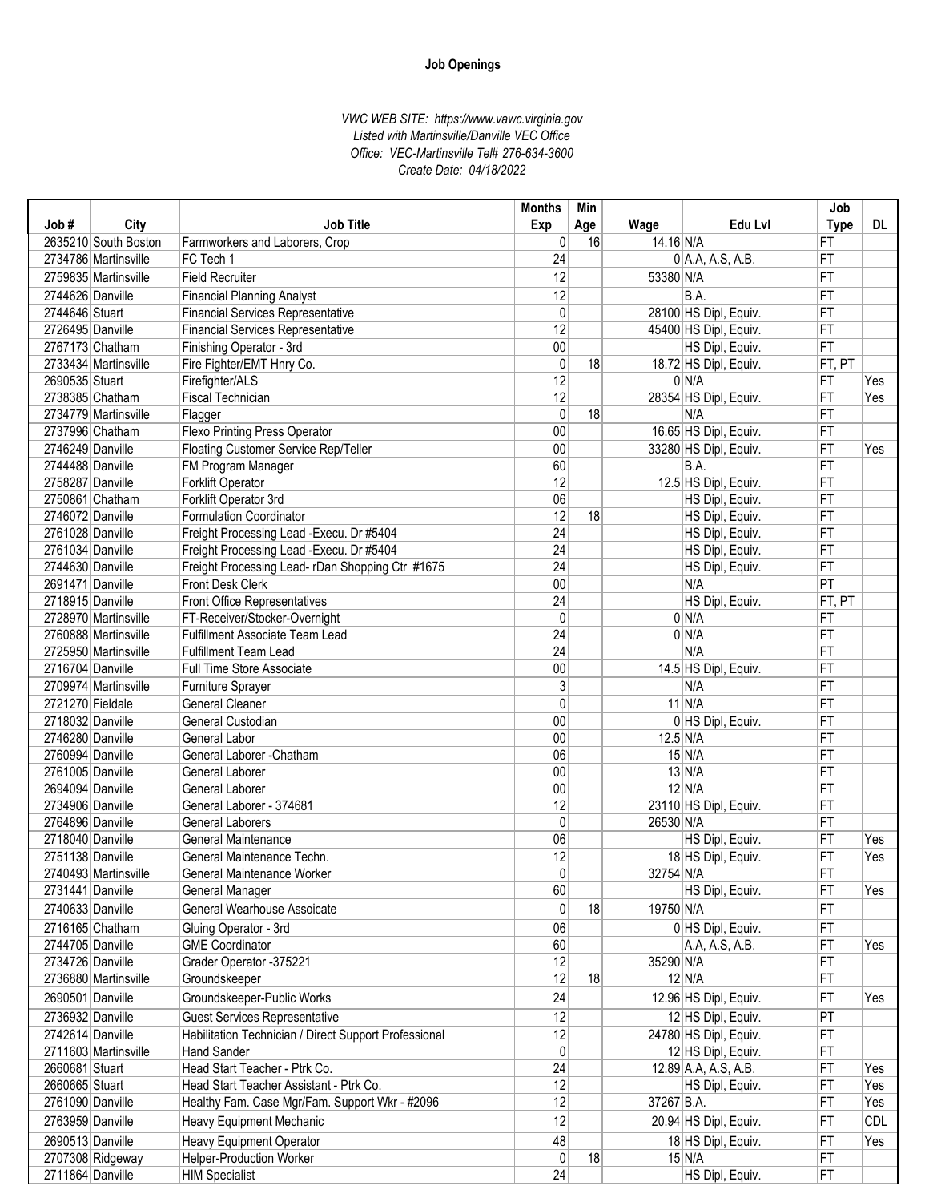**Job Openings**

*VWC WEB SITE: https://www.vawc.virginia.gov*
*Listed with Martinsville/Danville VEC Office*
*Office: VEC-Martinsville Tel# 276-634-3600*
*Create Date: 04/18/2022*

| Job # | City | Job Title | Months Exp | Min Age | Wage | Edu Lvl | Job Type | DL |
|---|---|---|---|---|---|---|---|---|
| 2635210 | South Boston | Farmworkers and Laborers, Crop | 0 | 16 | 14.16 | N/A | FT | |
| 2734786 | Martinsville | FC Tech 1 | 24 | | 0 | A.A, A.S, A.B. | FT | |
| 2759835 | Martinsville | Field Recruiter | 12 | | 53380 | N/A | FT | |
| 2744626 | Danville | Financial Planning Analyst | 12 | | | B.A. | FT | |
| 2744646 | Stuart | Financial Services Representative | 0 | | 28100 | HS Dipl, Equiv. | FT | |
| 2726495 | Danville | Financial Services Representative | 12 | | 45400 | HS Dipl, Equiv. | FT | |
| 2767173 | Chatham | Finishing Operator - 3rd | 00 | | | HS Dipl, Equiv. | FT | |
| 2733434 | Martinsville | Fire Fighter/EMT Hnry Co. | 0 | 18 | 18.72 | HS Dipl, Equiv. | FT, PT | |
| 2690535 | Stuart | Firefighter/ALS | 12 | | 0 | N/A | FT | Yes |
| 2738385 | Chatham | Fiscal Technician | 12 | | 28354 | HS Dipl, Equiv. | FT | Yes |
| 2734779 | Martinsville | Flagger | 0 | 18 | | N/A | FT | |
| 2737996 | Chatham | Flexo Printing Press Operator | 00 | | 16.65 | HS Dipl, Equiv. | FT | |
| 2746249 | Danville | Floating Customer Service Rep/Teller | 00 | | 33280 | HS Dipl, Equiv. | FT | Yes |
| 2744488 | Danville | FM Program Manager | 60 | | | B.A. | FT | |
| 2758287 | Danville | Forklift Operator | 12 | | 12.5 | HS Dipl, Equiv. | FT | |
| 2750861 | Chatham | Forklift Operator 3rd | 06 | | | HS Dipl, Equiv. | FT | |
| 2746072 | Danville | Formulation Coordinator | 12 | 18 | | HS Dipl, Equiv. | FT | |
| 2761028 | Danville | Freight Processing Lead -Execu. Dr #5404 | 24 | | | HS Dipl, Equiv. | FT | |
| 2761034 | Danville | Freight Processing Lead -Execu. Dr #5404 | 24 | | | HS Dipl, Equiv. | FT | |
| 2744630 | Danville | Freight Processing Lead- rDan Shopping Ctr #1675 | 24 | | | HS Dipl, Equiv. | FT | |
| 2691471 | Danville | Front Desk Clerk | 00 | | | N/A | PT | |
| 2718915 | Danville | Front Office Representatives | 24 | | | HS Dipl, Equiv. | FT, PT | |
| 2728970 | Martinsville | FT-Receiver/Stocker-Overnight | 0 | | 0 | N/A | FT | |
| 2760888 | Martinsville | Fulfillment Associate Team Lead | 24 | | 0 | N/A | FT | |
| 2725950 | Martinsville | Fulfillment Team Lead | 24 | | | N/A | FT | |
| 2716704 | Danville | Full Time Store Associate | 00 | | 14.5 | HS Dipl, Equiv. | FT | |
| 2709974 | Martinsville | Furniture Sprayer | 3 | | | N/A | FT | |
| 2721270 | Fieldale | General Cleaner | 0 | | 11 | N/A | FT | |
| 2718032 | Danville | General Custodian | 00 | | 0 | HS Dipl, Equiv. | FT | |
| 2746280 | Danville | General Labor | 00 | | 12.5 | N/A | FT | |
| 2760994 | Danville | General Laborer -Chatham | 06 | | 15 | N/A | FT | |
| 2761005 | Danville | General Laborer | 00 | | 13 | N/A | FT | |
| 2694094 | Danville | General Laborer | 00 | | 12 | N/A | FT | |
| 2734906 | Danville | General Laborer - 374681 | 12 | | 23110 | HS Dipl, Equiv. | FT | |
| 2764896 | Danville | General Laborers | 0 | | 26530 | N/A | FT | |
| 2718040 | Danville | General Maintenance | 06 | | | HS Dipl, Equiv. | FT | Yes |
| 2751138 | Danville | General Maintenance Techn. | 12 | | 18 | HS Dipl, Equiv. | FT | Yes |
| 2740493 | Martinsville | General Maintenance Worker | 0 | | 32754 | N/A | FT | |
| 2731441 | Danville | General Manager | 60 | | | HS Dipl, Equiv. | FT | Yes |
| 2740633 | Danville | General Wearhouse Assoicate | 0 | 18 | 19750 | N/A | FT | |
| 2716165 | Chatham | Gluing Operator - 3rd | 06 | | 0 | HS Dipl, Equiv. | FT | |
| 2744705 | Danville | GME Coordinator | 60 | | | A.A, A.S, A.B. | FT | Yes |
| 2734726 | Danville | Grader Operator -375221 | 12 | | 35290 | N/A | FT | |
| 2736880 | Martinsville | Groundskeeper | 12 | 18 | 12 | N/A | FT | |
| 2690501 | Danville | Groundskeeper-Public Works | 24 | | 12.96 | HS Dipl, Equiv. | FT | Yes |
| 2736932 | Danville | Guest Services Representative | 12 | | 12 | HS Dipl, Equiv. | PT | |
| 2742614 | Danville | Habilitation Technician / Direct Support Professional | 12 | | 24780 | HS Dipl, Equiv. | FT | |
| 2711603 | Martinsville | Hand Sander | 0 | | 12 | HS Dipl, Equiv. | FT | |
| 2660681 | Stuart | Head Start Teacher - Ptrk Co. | 24 | | 12.89 | A.A, A.S, A.B. | FT | Yes |
| 2660665 | Stuart | Head Start Teacher Assistant - Ptrk Co. | 12 | | | HS Dipl, Equiv. | FT | Yes |
| 2761090 | Danville | Healthy Fam. Case Mgr/Fam. Support Wkr - #2096 | 12 | | 37267 | B.A. | FT | Yes |
| 2763959 | Danville | Heavy Equipment Mechanic | 12 | | 20.94 | HS Dipl, Equiv. | FT | CDL |
| 2690513 | Danville | Heavy Equipment Operator | 48 | | 18 | HS Dipl, Equiv. | FT | Yes |
| 2707308 | Ridgeway | Helper-Production Worker | 0 | 18 | 15 | N/A | FT | |
| 2711864 | Danville | HIM Specialist | 24 | | | HS Dipl, Equiv. | FT | |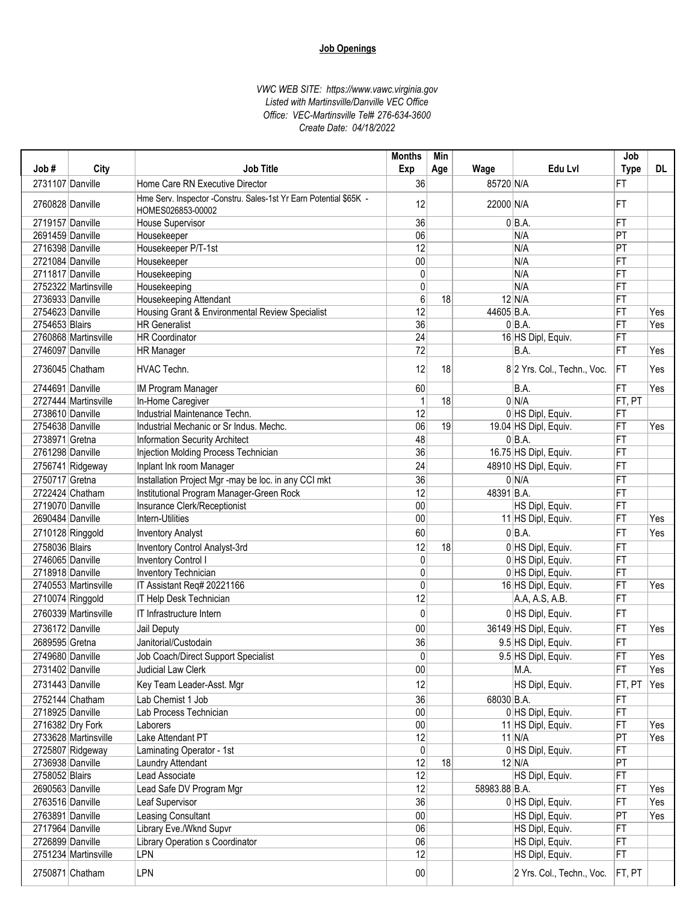**Job Openings**

*VWC WEB SITE: https://www.vawc.virginia.gov*
*Listed with Martinsville/Danville VEC Office*
*Office: VEC-Martinsville Tel# 276-634-3600*
*Create Date: 04/18/2022*

| Job # | City | Job Title | Months Exp | Min Age | Wage | Edu Lvl | Job Type | DL |
|---|---|---|---|---|---|---|---|---|
| 2731107 | Danville | Home Care RN Executive Director | 36 | | 85720 | N/A | FT | |
| 2760828 | Danville | Hme Serv. Inspector -Constru. Sales-1st Yr Earn Potential $65K - HOMES026853-00002 | 12 | | 22000 | N/A | FT | |
| 2719157 | Danville | House Supervisor | 36 | | 0 | B.A. | FT | |
| 2691459 | Danville | Housekeeper | 06 | | | N/A | PT | |
| 2716398 | Danville | Housekeeper P/T-1st | 12 | | | N/A | PT | |
| 2721084 | Danville | Housekeeper | 00 | | | N/A | FT | |
| 2711817 | Danville | Housekeeping | 0 | | | N/A | FT | |
| 2752322 | Martinsville | Housekeeping | 0 | | | N/A | FT | |
| 2736933 | Danville | Housekeeping Attendant | 6 | 18 | 12 | N/A | FT | |
| 2754623 | Danville | Housing Grant & Environmental Review Specialist | 12 | | 44605 | B.A. | FT | Yes |
| 2754653 | Blairs | HR Generalist | 36 | | 0 | B.A. | FT | Yes |
| 2760868 | Martinsville | HR Coordinator | 24 | | 16 | HS Dipl, Equiv. | FT | |
| 2746097 | Danville | HR Manager | 72 | | | B.A. | FT | Yes |
| 2736045 | Chatham | HVAC Techn. | 12 | 18 | 8 | 2 Yrs. Col., Techn., Voc. | FT | Yes |
| 2744691 | Danville | IM Program Manager | 60 | | | B.A. | FT | Yes |
| 2727444 | Martinsville | In-Home Caregiver | 1 | 18 | 0 | N/A | FT, PT | |
| 2738610 | Danville | Industrial Maintenance Techn. | 12 | | 0 | HS Dipl, Equiv. | FT | |
| 2754638 | Danville | Industrial Mechanic or Sr Indus. Mechc. | 06 | 19 | 19.04 | HS Dipl, Equiv. | FT | Yes |
| 2738971 | Gretna | Information Security Architect | 48 | | 0 | B.A. | FT | |
| 2761298 | Danville | Injection Molding Process Technician | 36 | | 16.75 | HS Dipl, Equiv. | FT | |
| 2756741 | Ridgeway | Inplant Ink room Manager | 24 | | 48910 | HS Dipl, Equiv. | FT | |
| 2750717 | Gretna | Installation Project Mgr -may be loc. in any CCI mkt | 36 | | 0 | N/A | FT | |
| 2722424 | Chatham | Institutional Program Manager-Green Rock | 12 | | 48391 | B.A. | FT | |
| 2719070 | Danville | Insurance Clerk/Receptionist | 00 | | | HS Dipl, Equiv. | FT | |
| 2690484 | Danville | Intern-Utilities | 00 | | 11 | HS Dipl, Equiv. | FT | Yes |
| 2710128 | Ringgold | Inventory Analyst | 60 | | 0 | B.A. | FT | Yes |
| 2758036 | Blairs | Inventory Control Analyst-3rd | 12 | 18 | 0 | HS Dipl, Equiv. | FT | |
| 2746065 | Danville | Inventory Control I | 0 | | 0 | HS Dipl, Equiv. | FT | |
| 2718918 | Danville | Inventory Technician | 0 | | 0 | HS Dipl, Equiv. | FT | |
| 2740553 | Martinsville | IT Assistant Req# 20221166 | 0 | | 16 | HS Dipl, Equiv. | FT | Yes |
| 2710074 | Ringgold | IT Help Desk Technician | 12 | | | A.A, A.S, A.B. | FT | |
| 2760339 | Martinsville | IT Infrastructure Intern | 0 | | 0 | HS Dipl, Equiv. | FT | |
| 2736172 | Danville | Jail Deputy | 00 | | 36149 | HS Dipl, Equiv. | FT | Yes |
| 2689595 | Gretna | Janitorial/Custodain | 36 | | 9.5 | HS Dipl, Equiv. | FT | |
| 2749680 | Danville | Job Coach/Direct Support Specialist | 0 | | 9.5 | HS Dipl, Equiv. | FT | Yes |
| 2731402 | Danville | Judicial Law Clerk | 00 | | | M.A. | FT | Yes |
| 2731443 | Danville | Key Team Leader-Asst. Mgr | 12 | | | HS Dipl, Equiv. | FT, PT | Yes |
| 2752144 | Chatham | Lab Chemist 1 Job | 36 | | 68030 | B.A. | FT | |
| 2718925 | Danville | Lab Process Technician | 00 | | 0 | HS Dipl, Equiv. | FT | |
| 2716382 | Dry Fork | Laborers | 00 | | 11 | HS Dipl, Equiv. | FT | Yes |
| 2733628 | Martinsville | Lake Attendant PT | 12 | | 11 | N/A | PT | Yes |
| 2725807 | Ridgeway | Laminating Operator - 1st | 0 | | 0 | HS Dipl, Equiv. | FT | |
| 2736938 | Danville | Laundry Attendant | 12 | 18 | 12 | N/A | PT | |
| 2758052 | Blairs | Lead Associate | 12 | | | HS Dipl, Equiv. | FT | |
| 2690563 | Danville | Lead Safe DV Program Mgr | 12 | | 58983.88 | B.A. | FT | Yes |
| 2763516 | Danville | Leaf Supervisor | 36 | | 0 | HS Dipl, Equiv. | FT | Yes |
| 2763891 | Danville | Leasing Consultant | 00 | | | HS Dipl, Equiv. | PT | Yes |
| 2717964 | Danville | Library Eve./Wknd Supvr | 06 | | | HS Dipl, Equiv. | FT | |
| 2726899 | Danville | Library Operation s Coordinator | 06 | | | HS Dipl, Equiv. | FT | |
| 2751234 | Martinsville | LPN | 12 | | | HS Dipl, Equiv. | FT | |
| 2750871 | Chatham | LPN | 00 | | | 2 Yrs. Col., Techn., Voc. | FT, PT | |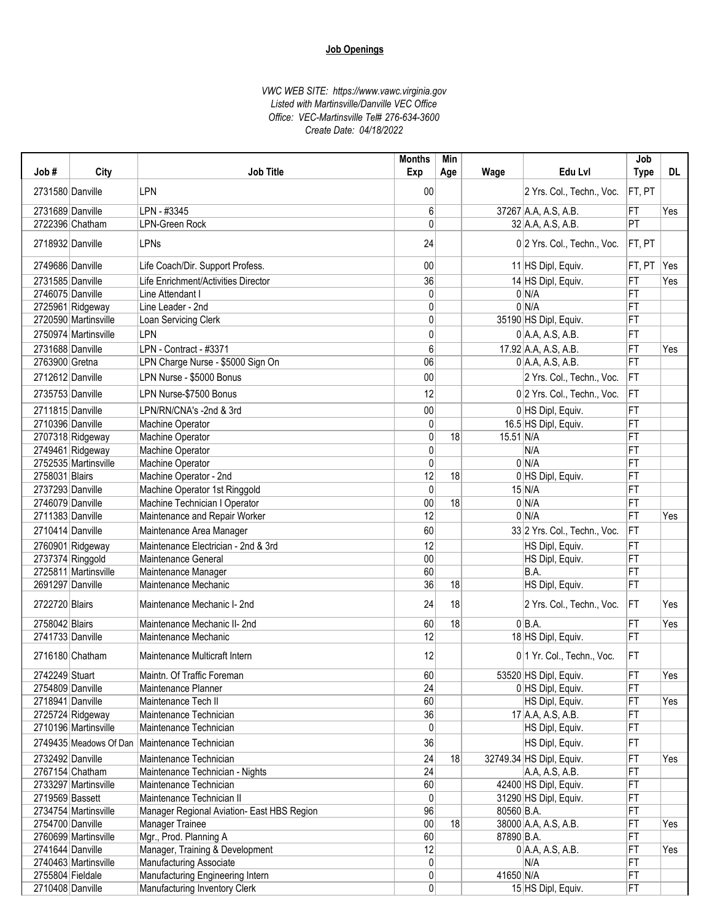**Job Openings**

*VWC WEB SITE: https://www.vawc.virginia.gov*
*Listed with Martinsville/Danville VEC Office*
*Office: VEC-Martinsville Tel# 276-634-3600*
*Create Date: 04/18/2022*

| Job # | City | Job Title | Months Exp | Min Age | Wage | Edu Lvl | Job Type | DL |
|---|---|---|---|---|---|---|---|---|
| 2731580 | Danville | LPN | 00 | | | 2 Yrs. Col., Techn., Voc. | FT, PT | |
| 2731689 | Danville | LPN - #3345 | 6 | | 37267 | A.A, A.S, A.B. | FT | Yes |
| 2722396 | Chatham | LPN-Green Rock | 0 | | 32 | A.A, A.S, A.B. | PT | |
| 2718932 | Danville | LPNs | 24 | | 0 | 2 Yrs. Col., Techn., Voc. | FT, PT | |
| 2749686 | Danville | Life Coach/Dir. Support Profess. | 00 | | 11 | HS Dipl, Equiv. | FT, PT | Yes |
| 2731585 | Danville | Life Enrichment/Activities Director | 36 | | 14 | HS Dipl, Equiv. | FT | Yes |
| 2746075 | Danville | Line Attendant I | 0 | | 0 | N/A | FT | |
| 2725961 | Ridgeway | Line Leader - 2nd | 0 | | 0 | N/A | FT | |
| 2720590 | Martinsville | Loan Servicing Clerk | 0 | | 35190 | HS Dipl, Equiv. | FT | |
| 2750974 | Martinsville | LPN | 0 | | 0 | A.A, A.S, A.B. | FT | |
| 2731688 | Danville | LPN - Contract - #3371 | 6 | | 17.92 | A.A, A.S, A.B. | FT | Yes |
| 2763900 | Gretna | LPN Charge Nurse - $5000 Sign On | 06 | | 0 | A.A, A.S, A.B. | FT | |
| 2712612 | Danville | LPN Nurse - $5000 Bonus | 00 | | | 2 Yrs. Col., Techn., Voc. | FT | |
| 2735753 | Danville | LPN Nurse-$7500 Bonus | 12 | | 0 | 2 Yrs. Col., Techn., Voc. | FT | |
| 2711815 | Danville | LPN/RN/CNA's -2nd & 3rd | 00 | | 0 | HS Dipl, Equiv. | FT | |
| 2710396 | Danville | Machine Operator | 0 | | 16.5 | HS Dipl, Equiv. | FT | |
| 2707318 | Ridgeway | Machine Operator | 0 | 18 | 15.51 | N/A | FT | |
| 2749461 | Ridgeway | Machine Operator | 0 | | | N/A | FT | |
| 2752535 | Martinsville | Machine Operator | 0 | | 0 | N/A | FT | |
| 2758031 | Blairs | Machine Operator - 2nd | 12 | 18 | 0 | HS Dipl, Equiv. | FT | |
| 2737293 | Danville | Machine Operator 1st Ringgold | 0 | | 15 | N/A | FT | |
| 2746079 | Danville | Machine Technician I Operator | 00 | 18 | 0 | N/A | FT | |
| 2711383 | Danville | Maintenance and Repair Worker | 12 | | 0 | N/A | FT | Yes |
| 2710414 | Danville | Maintenance Area Manager | 60 | | 33 | 2 Yrs. Col., Techn., Voc. | FT | |
| 2760901 | Ridgeway | Maintenance Electrician - 2nd & 3rd | 12 | | | HS Dipl, Equiv. | FT | |
| 2737374 | Ringgold | Maintenance General | 00 | | | HS Dipl, Equiv. | FT | |
| 2725811 | Martinsville | Maintenance Manager | 60 | | | B.A. | FT | |
| 2691297 | Danville | Maintenance Mechanic | 36 | 18 | | HS Dipl, Equiv. | FT | |
| 2722720 | Blairs | Maintenance Mechanic I- 2nd | 24 | 18 | | 2 Yrs. Col., Techn., Voc. | FT | Yes |
| 2758042 | Blairs | Maintenance Mechanic II- 2nd | 60 | 18 | 0 | B.A. | FT | Yes |
| 2741733 | Danville | Maintenance Mechanic | 12 | | 18 | HS Dipl, Equiv. | FT | |
| 2716180 | Chatham | Maintenance Multicraft Intern | 12 | | 0 | 1 Yr. Col., Techn., Voc. | FT | |
| 2742249 | Stuart | Maintn. Of Traffic Foreman | 60 | | 53520 | HS Dipl, Equiv. | FT | Yes |
| 2754809 | Danville | Maintenance Planner | 24 | | 0 | HS Dipl, Equiv. | FT | |
| 2718941 | Danville | Maintenance Tech II | 60 | | | HS Dipl, Equiv. | FT | Yes |
| 2725724 | Ridgeway | Maintenance Technician | 36 | | 17 | A.A, A.S, A.B. | FT | |
| 2710196 | Martinsville | Maintenance Technician | 0 | | | HS Dipl, Equiv. | FT | |
| 2749435 | Meadows Of Dan | Maintenance Technician | 36 | | | HS Dipl, Equiv. | FT | |
| 2732492 | Danville | Maintenance Technician | 24 | 18 | 32749.34 | HS Dipl, Equiv. | FT | Yes |
| 2767154 | Chatham | Maintenance Technician - Nights | 24 | | | A.A, A.S, A.B. | FT | |
| 2733297 | Martinsville | Maintenance Technician | 60 | | 42400 | HS Dipl, Equiv. | FT | |
| 2719569 | Bassett | Maintenance Technician II | 0 | | 31290 | HS Dipl, Equiv. | FT | |
| 2734754 | Martinsville | Manager Regional Aviation- East HBS Region | 96 | | 80560 | B.A. | FT | |
| 2754700 | Danville | Manager Trainee | 00 | 18 | 38000 | A.A, A.S, A.B. | FT | Yes |
| 2760699 | Martinsville | Mgr., Prod. Planning A | 60 | | 87890 | B.A. | FT | |
| 2741644 | Danville | Manager, Training & Development | 12 | | 0 | A.A, A.S, A.B. | FT | Yes |
| 2740463 | Martinsville | Manufacturing Associate | 0 | | | N/A | FT | |
| 2755804 | Fieldale | Manufacturing Engineering Intern | 0 | | 41650 | N/A | FT | |
| 2710408 | Danville | Manufacturing Inventory Clerk | 0 | | 15 | HS Dipl, Equiv. | FT | |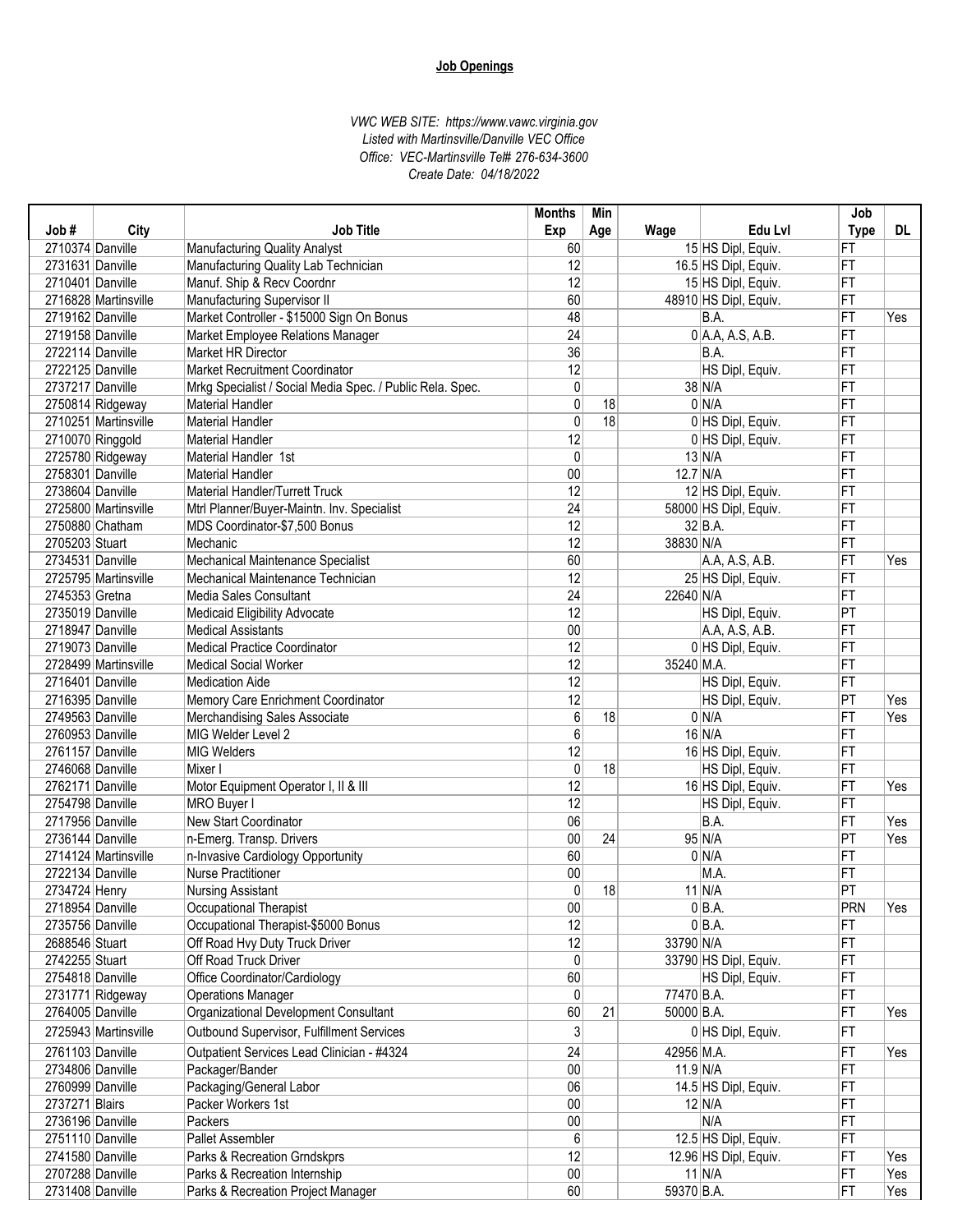**Job Openings**

*VWC WEB SITE: https://www.vawc.virginia.gov*
*Listed with Martinsville/Danville VEC Office*
*Office: VEC-Martinsville Tel# 276-634-3600*
*Create Date: 04/18/2022*

| Job # | City | Job Title | Months Exp | Min Age | Wage | Edu Lvl | Job Type | DL |
|---|---|---|---|---|---|---|---|---|
| 2710374 | Danville | Manufacturing Quality Analyst | 60 | | 15 | HS Dipl, Equiv. | FT | |
| 2731631 | Danville | Manufacturing Quality Lab Technician | 12 | | 16.5 | HS Dipl, Equiv. | FT | |
| 2710401 | Danville | Manuf. Ship & Recv Coordnr | 12 | | 15 | HS Dipl, Equiv. | FT | |
| 2716828 | Martinsville | Manufacturing Supervisor II | 60 | | 48910 | HS Dipl, Equiv. | FT | |
| 2719162 | Danville | Market Controller - $15000 Sign On Bonus | 48 | | | B.A. | FT | Yes |
| 2719158 | Danville | Market Employee Relations Manager | 24 | | 0 | A.A, A.S, A.B. | FT | |
| 2722114 | Danville | Market HR Director | 36 | | | B.A. | FT | |
| 2722125 | Danville | Market Recruitment Coordinator | 12 | | | HS Dipl, Equiv. | FT | |
| 2737217 | Danville | Mrkg Specialist / Social Media Spec. / Public Rela. Spec. | 0 | | 38 | N/A | FT | |
| 2750814 | Ridgeway | Material Handler | 0 | 18 | 0 | N/A | FT | |
| 2710251 | Martinsville | Material Handler | 0 | 18 | 0 | HS Dipl, Equiv. | FT | |
| 2710070 | Ringgold | Material Handler | 12 | | 0 | HS Dipl, Equiv. | FT | |
| 2725780 | Ridgeway | Material Handler 1st | 0 | | 13 | N/A | FT | |
| 2758301 | Danville | Material Handler | 00 | | 12.7 | N/A | FT | |
| 2738604 | Danville | Material Handler/Turrett Truck | 12 | | 12 | HS Dipl, Equiv. | FT | |
| 2725800 | Martinsville | Mtrl Planner/Buyer-Maintn. Inv. Specialist | 24 | | 58000 | HS Dipl, Equiv. | FT | |
| 2750880 | Chatham | MDS Coordinator-$7,500 Bonus | 12 | | 32 | B.A. | FT | |
| 2705203 | Stuart | Mechanic | 12 | | 38830 | N/A | FT | |
| 2734531 | Danville | Mechanical Maintenance Specialist | 60 | | | A.A, A.S, A.B. | FT | Yes |
| 2725795 | Martinsville | Mechanical Maintenance Technician | 12 | | 25 | HS Dipl, Equiv. | FT | |
| 2745353 | Gretna | Media Sales Consultant | 24 | | 22640 | N/A | FT | |
| 2735019 | Danville | Medicaid Eligibility Advocate | 12 | | | HS Dipl, Equiv. | PT | |
| 2718947 | Danville | Medical Assistants | 00 | | | A.A, A.S, A.B. | FT | |
| 2719073 | Danville | Medical Practice Coordinator | 12 | | 0 | HS Dipl, Equiv. | FT | |
| 2728499 | Martinsville | Medical Social Worker | 12 | | 35240 | M.A. | FT | |
| 2716401 | Danville | Medication Aide | 12 | | | HS Dipl, Equiv. | FT | |
| 2716395 | Danville | Memory Care Enrichment Coordinator | 12 | | | HS Dipl, Equiv. | PT | Yes |
| 2749563 | Danville | Merchandising Sales Associate | 6 | 18 | 0 | N/A | FT | Yes |
| 2760953 | Danville | MIG Welder Level 2 | 6 | | 16 | N/A | FT | |
| 2761157 | Danville | MIG Welders | 12 | | 16 | HS Dipl, Equiv. | FT | |
| 2746068 | Danville | Mixer I | 0 | 18 | | HS Dipl, Equiv. | FT | |
| 2762171 | Danville | Motor Equipment Operator I, II & III | 12 | | 16 | HS Dipl, Equiv. | FT | Yes |
| 2754798 | Danville | MRO Buyer I | 12 | | | HS Dipl, Equiv. | FT | |
| 2717956 | Danville | New Start Coordinator | 06 | | | B.A. | FT | Yes |
| 2736144 | Danville | n-Emerg. Transp. Drivers | 00 | 24 | 95 | N/A | PT | Yes |
| 2714124 | Martinsville | n-Invasive Cardiology Opportunity | 60 | | 0 | N/A | FT | |
| 2722134 | Danville | Nurse Practitioner | 00 | | | M.A. | FT | |
| 2734724 | Henry | Nursing Assistant | 0 | 18 | 11 | N/A | PT | |
| 2718954 | Danville | Occupational Therapist | 00 | | 0 | B.A. | PRN | Yes |
| 2735756 | Danville | Occupational Therapist-$5000 Bonus | 12 | | 0 | B.A. | FT | |
| 2688546 | Stuart | Off Road Hvy Duty Truck Driver | 12 | | 33790 | N/A | FT | |
| 2742255 | Stuart | Off Road Truck Driver | 0 | | 33790 | HS Dipl, Equiv. | FT | |
| 2754818 | Danville | Office Coordinator/Cardiology | 60 | | | HS Dipl, Equiv. | FT | |
| 2731771 | Ridgeway | Operations Manager | 0 | | 77470 | B.A. | FT | |
| 2764005 | Danville | Organizational Development Consultant | 60 | 21 | 50000 | B.A. | FT | Yes |
| 2725943 | Martinsville | Outbound Supervisor, Fulfillment Services | 3 | | 0 | HS Dipl, Equiv. | FT | |
| 2761103 | Danville | Outpatient Services Lead Clinician - #4324 | 24 | | 42956 | M.A. | FT | Yes |
| 2734806 | Danville | Packager/Bander | 00 | | 11.9 | N/A | FT | |
| 2760999 | Danville | Packaging/General Labor | 06 | | 14.5 | HS Dipl, Equiv. | FT | |
| 2737271 | Blairs | Packer Workers 1st | 00 | | 12 | N/A | FT | |
| 2736196 | Danville | Packers | 00 | | | N/A | FT | |
| 2751110 | Danville | Pallet Assembler | 6 | | 12.5 | HS Dipl, Equiv. | FT | |
| 2741580 | Danville | Parks & Recreation Grndskprs | 12 | | 12.96 | HS Dipl, Equiv. | FT | Yes |
| 2707288 | Danville | Parks & Recreation Internship | 00 | | 11 | N/A | FT | Yes |
| 2731408 | Danville | Parks & Recreation Project Manager | 60 | | 59370 | B.A. | FT | Yes |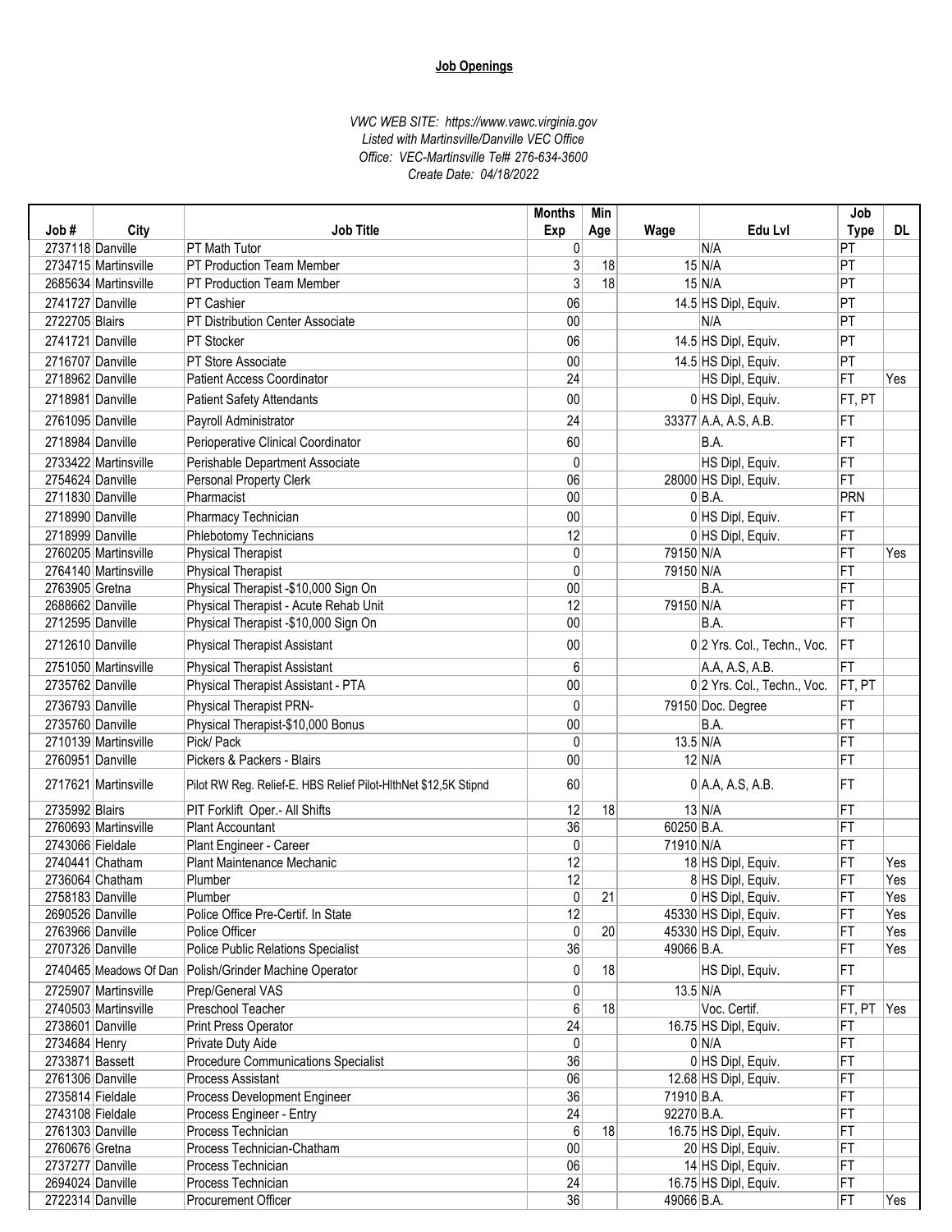**Job Openings**

*VWC WEB SITE: https://www.vawc.virginia.gov*
*Listed with Martinsville/Danville VEC Office*
*Office: VEC-Martinsville Tel# 276-634-3600*
*Create Date: 04/18/2022*

| Job # | City | Job Title | Months Exp | Min Age | Wage | Edu Lvl | Job Type | DL |
|---|---|---|---|---|---|---|---|---|
| 2737118 | Danville | PT Math Tutor | 0 | | | N/A | PT | |
| 2734715 | Martinsville | PT Production Team Member | 3 | 18 | 15 | N/A | PT | |
| 2685634 | Martinsville | PT Production Team Member | 3 | 18 | 15 | N/A | PT | |
| 2741727 | Danville | PT Cashier | 06 | | 14.5 | HS Dipl, Equiv. | PT | |
| 2722705 | Blairs | PT Distribution Center Associate | 00 | | | N/A | PT | |
| 2741721 | Danville | PT Stocker | 06 | | 14.5 | HS Dipl, Equiv. | PT | |
| 2716707 | Danville | PT Store Associate | 00 | | 14.5 | HS Dipl, Equiv. | PT | |
| 2718962 | Danville | Patient Access Coordinator | 24 | | | HS Dipl, Equiv. | FT | Yes |
| 2718981 | Danville | Patient Safety Attendants | 00 | | 0 | HS Dipl, Equiv. | FT, PT | |
| 2761095 | Danville | Payroll Administrator | 24 | | 33377 | A.A, A.S, A.B. | FT | |
| 2718984 | Danville | Perioperative Clinical Coordinator | 60 | | | B.A. | FT | |
| 2733422 | Martinsville | Perishable Department Associate | 0 | | | HS Dipl, Equiv. | FT | |
| 2754624 | Danville | Personal Property Clerk | 06 | | 28000 | HS Dipl, Equiv. | FT | |
| 2711830 | Danville | Pharmacist | 00 | | 0 | B.A. | PRN | |
| 2718990 | Danville | Pharmacy Technician | 00 | | 0 | HS Dipl, Equiv. | FT | |
| 2718999 | Danville | Phlebotomy Technicians | 12 | | 0 | HS Dipl, Equiv. | FT | |
| 2760205 | Martinsville | Physical Therapist | 0 | | 79150 | N/A | FT | Yes |
| 2764140 | Martinsville | Physical Therapist | 0 | | 79150 | N/A | FT | |
| 2763905 | Gretna | Physical Therapist -$10,000 Sign On | 00 | | | B.A. | FT | |
| 2688662 | Danville | Physical Therapist - Acute Rehab Unit | 12 | | 79150 | N/A | FT | |
| 2712595 | Danville | Physical Therapist -$10,000 Sign On | 00 | | | B.A. | FT | |
| 2712610 | Danville | Physical Therapist Assistant | 00 | | 0 | 2 Yrs. Col., Techn., Voc. | FT | |
| 2751050 | Martinsville | Physical Therapist Assistant | 6 | | | A.A, A.S, A.B. | FT | |
| 2735762 | Danville | Physical Therapist Assistant - PTA | 00 | | 0 | 2 Yrs. Col., Techn., Voc. | FT, PT | |
| 2736793 | Danville | Physical Therapist PRN- | 0 | | 79150 | Doc. Degree | FT | |
| 2735760 | Danville | Physical Therapist-$10,000 Bonus | 00 | | | B.A. | FT | |
| 2710139 | Martinsville | Pick/ Pack | 0 | | 13.5 | N/A | FT | |
| 2760951 | Danville | Pickers & Packers - Blairs | 00 | | 12 | N/A | FT | |
| 2717621 | Martinsville | Pilot RW Reg. Relief-E. HBS Relief Pilot-HlthNet $12,5K Stipnd | 60 | | 0 | A.A, A.S, A.B. | FT | |
| 2735992 | Blairs | PIT Forklift Oper.- All Shifts | 12 | 18 | 13 | N/A | FT | |
| 2760693 | Martinsville | Plant Accountant | 36 | | 60250 | B.A. | FT | |
| 2743066 | Fieldale | Plant Engineer - Career | 0 | | 71910 | N/A | FT | |
| 2740441 | Chatham | Plant Maintenance Mechanic | 12 | | 18 | HS Dipl, Equiv. | FT | Yes |
| 2736064 | Chatham | Plumber | 12 | | 8 | HS Dipl, Equiv. | FT | Yes |
| 2758183 | Danville | Plumber | 0 | 21 | 0 | HS Dipl, Equiv. | FT | Yes |
| 2690526 | Danville | Police Office Pre-Certif. In State | 12 | | 45330 | HS Dipl, Equiv. | FT | Yes |
| 2763966 | Danville | Police Officer | 0 | 20 | 45330 | HS Dipl, Equiv. | FT | Yes |
| 2707326 | Danville | Police Public Relations Specialist | 36 | | 49066 | B.A. | FT | Yes |
| 2740465 | Meadows Of Dan | Polish/Grinder Machine Operator | 0 | 18 | | HS Dipl, Equiv. | FT | |
| 2725907 | Martinsville | Prep/General VAS | 0 | | 13.5 | N/A | FT | |
| 2740503 | Martinsville | Preschool Teacher | 6 | 18 | | Voc. Certif. | FT, PT | Yes |
| 2738601 | Danville | Print Press Operator | 24 | | 16.75 | HS Dipl, Equiv. | FT | |
| 2734684 | Henry | Private Duty Aide | 0 | | 0 | N/A | FT | |
| 2733871 | Bassett | Procedure Communications Specialist | 36 | | 0 | HS Dipl, Equiv. | FT | |
| 2761306 | Danville | Process Assistant | 06 | | 12.68 | HS Dipl, Equiv. | FT | |
| 2735814 | Fieldale | Process Development Engineer | 36 | | 71910 | B.A. | FT | |
| 2743108 | Fieldale | Process Engineer - Entry | 24 | | 92270 | B.A. | FT | |
| 2761303 | Danville | Process Technician | 6 | 18 | 16.75 | HS Dipl, Equiv. | FT | |
| 2760676 | Gretna | Process Technician-Chatham | 00 | | 20 | HS Dipl, Equiv. | FT | |
| 2737277 | Danville | Process Technician | 06 | | 14 | HS Dipl, Equiv. | FT | |
| 2694024 | Danville | Process Technician | 24 | | 16.75 | HS Dipl, Equiv. | FT | |
| 2722314 | Danville | Procurement Officer | 36 | | 49066 | B.A. | FT | Yes |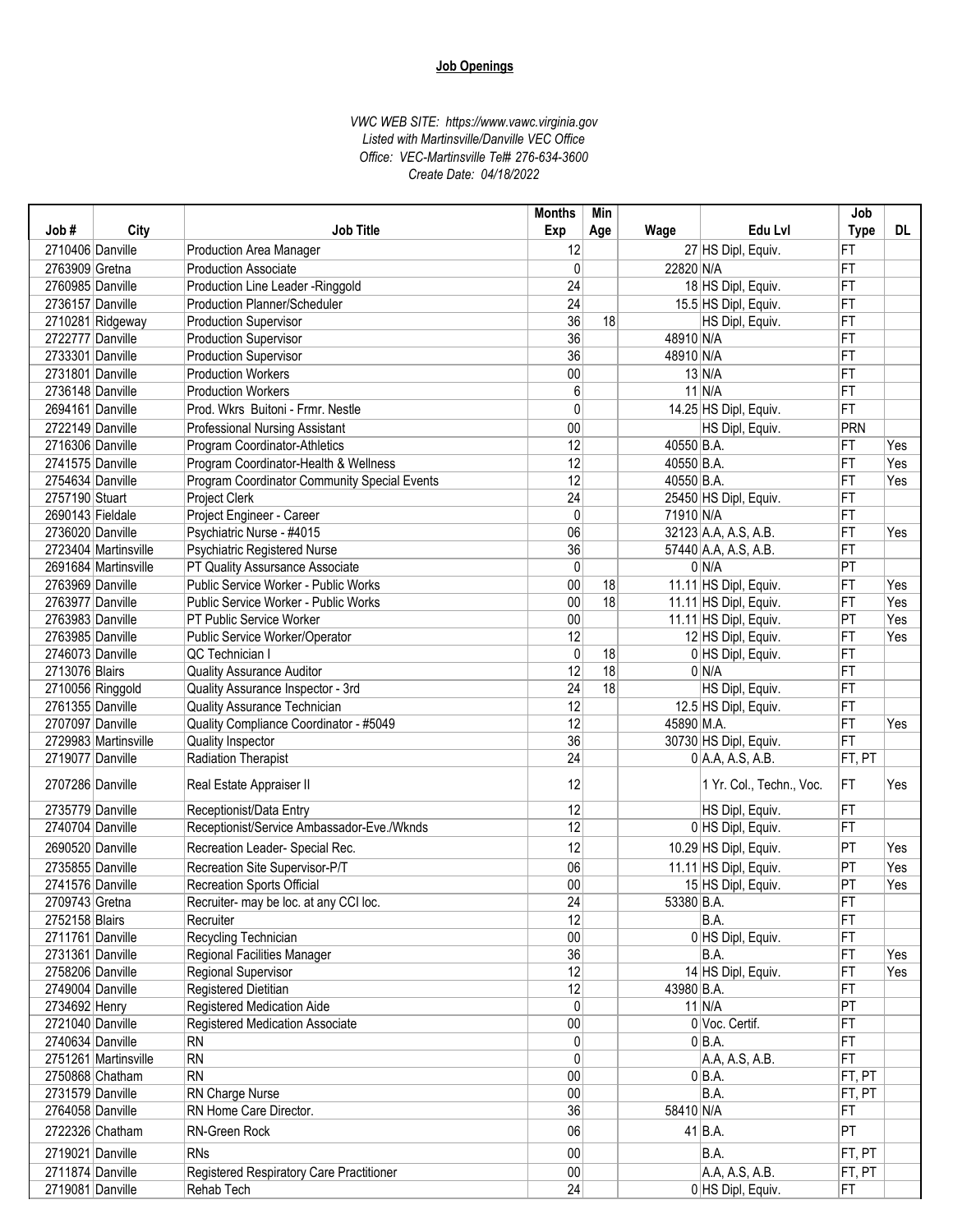**Job Openings**

*VWC WEB SITE: https://www.vawc.virginia.gov*
*Listed with Martinsville/Danville VEC Office*
*Office: VEC-Martinsville Tel# 276-634-3600*
*Create Date: 04/18/2022*

| Job # | City | Job Title | Months Exp | Min Age | Wage | Edu Lvl | Job Type | DL |
|---|---|---|---|---|---|---|---|---|
| 2710406 | Danville | Production Area Manager | 12 | | 27 | HS Dipl, Equiv. | FT | |
| 2763909 | Gretna | Production Associate | 0 | | 22820 | N/A | FT | |
| 2760985 | Danville | Production Line Leader -Ringgold | 24 | | 18 | HS Dipl, Equiv. | FT | |
| 2736157 | Danville | Production Planner/Scheduler | 24 | | 15.5 | HS Dipl, Equiv. | FT | |
| 2710281 | Ridgeway | Production Supervisor | 36 | 18 | | HS Dipl, Equiv. | FT | |
| 2722777 | Danville | Production Supervisor | 36 | | 48910 | N/A | FT | |
| 2733301 | Danville | Production Supervisor | 36 | | 48910 | N/A | FT | |
| 2731801 | Danville | Production Workers | 00 | | 13 | N/A | FT | |
| 2736148 | Danville | Production Workers | 6 | | 11 | N/A | FT | |
| 2694161 | Danville | Prod. Wkrs Buitoni - Frmr. Nestle | 0 | | 14.25 | HS Dipl, Equiv. | FT | |
| 2722149 | Danville | Professional Nursing Assistant | 00 | | | HS Dipl, Equiv. | PRN | |
| 2716306 | Danville | Program Coordinator-Athletics | 12 | | 40550 | B.A. | FT | Yes |
| 2741575 | Danville | Program Coordinator-Health & Wellness | 12 | | 40550 | B.A. | FT | Yes |
| 2754634 | Danville | Program Coordinator Community Special Events | 12 | | 40550 | B.A. | FT | Yes |
| 2757190 | Stuart | Project Clerk | 24 | | 25450 | HS Dipl, Equiv. | FT | |
| 2690143 | Fieldale | Project Engineer - Career | 0 | | 71910 | N/A | FT | |
| 2736020 | Danville | Psychiatric Nurse - #4015 | 06 | | 32123 | A.A, A.S, A.B. | FT | Yes |
| 2723404 | Martinsville | Psychiatric Registered Nurse | 36 | | 57440 | A.A, A.S, A.B. | FT | |
| 2691684 | Martinsville | PT Quality Assursance Associate | 0 | | 0 | N/A | PT | |
| 2763969 | Danville | Public Service Worker - Public Works | 00 | 18 | 11.11 | HS Dipl, Equiv. | FT | Yes |
| 2763977 | Danville | Public Service Worker - Public Works | 00 | 18 | 11.11 | HS Dipl, Equiv. | FT | Yes |
| 2763983 | Danville | PT Public Service Worker | 00 | | 11.11 | HS Dipl, Equiv. | PT | Yes |
| 2763985 | Danville | Public Service Worker/Operator | 12 | | 12 | HS Dipl, Equiv. | FT | Yes |
| 2746073 | Danville | QC Technician I | 0 | 18 | 0 | HS Dipl, Equiv. | FT | |
| 2713076 | Blairs | Quality Assurance Auditor | 12 | 18 | 0 | N/A | FT | |
| 2710056 | Ringgold | Quality Assurance Inspector - 3rd | 24 | 18 | | HS Dipl, Equiv. | FT | |
| 2761355 | Danville | Quality Assurance Technician | 12 | | 12.5 | HS Dipl, Equiv. | FT | |
| 2707097 | Danville | Quality Compliance Coordinator - #5049 | 12 | | 45890 | M.A. | FT | Yes |
| 2729983 | Martinsville | Quality Inspector | 36 | | 30730 | HS Dipl, Equiv. | FT | |
| 2719077 | Danville | Radiation Therapist | 24 | | 0 | A.A, A.S, A.B. | FT, PT | |
| 2707286 | Danville | Real Estate Appraiser II | 12 | | | 1 Yr. Col., Techn., Voc. | FT | Yes |
| 2735779 | Danville | Receptionist/Data Entry | 12 | | | HS Dipl, Equiv. | FT | |
| 2740704 | Danville | Receptionist/Service Ambassador-Eve./Wknds | 12 | | 0 | HS Dipl, Equiv. | FT | |
| 2690520 | Danville | Recreation Leader- Special Rec. | 12 | | 10.29 | HS Dipl, Equiv. | PT | Yes |
| 2735855 | Danville | Recreation Site Supervisor-P/T | 06 | | 11.11 | HS Dipl, Equiv. | PT | Yes |
| 2741576 | Danville | Recreation Sports Official | 00 | | 15 | HS Dipl, Equiv. | PT | Yes |
| 2709743 | Gretna | Recruiter- may be loc. at any CCI loc. | 24 | | 53380 | B.A. | FT | |
| 2752158 | Blairs | Recruiter | 12 | | | B.A. | FT | |
| 2711761 | Danville | Recycling Technician | 00 | | 0 | HS Dipl, Equiv. | FT | |
| 2731361 | Danville | Regional Facilities Manager | 36 | | | B.A. | FT | Yes |
| 2758206 | Danville | Regional Supervisor | 12 | | 14 | HS Dipl, Equiv. | FT | Yes |
| 2749004 | Danville | Registered Dietitian | 12 | | 43980 | B.A. | FT | |
| 2734692 | Henry | Registered Medication Aide | 0 | | 11 | N/A | PT | |
| 2721040 | Danville | Registered Medication Associate | 00 | | 0 | Voc. Certif. | FT | |
| 2740634 | Danville | RN | 0 | | 0 | B.A. | FT | |
| 2751261 | Martinsville | RN | 0 | | | A.A, A.S, A.B. | FT | |
| 2750868 | Chatham | RN | 00 | | 0 | B.A. | FT, PT | |
| 2731579 | Danville | RN Charge Nurse | 00 | | | B.A. | FT, PT | |
| 2764058 | Danville | RN Home Care Director. | 36 | | 58410 | N/A | FT | |
| 2722326 | Chatham | RN-Green Rock | 06 | | 41 | B.A. | PT | |
| 2719021 | Danville | RNs | 00 | | | B.A. | FT, PT | |
| 2711874 | Danville | Registered Respiratory Care Practitioner | 00 | | | A.A, A.S, A.B. | FT, PT | |
| 2719081 | Danville | Rehab Tech | 24 | | 0 | HS Dipl, Equiv. | FT | |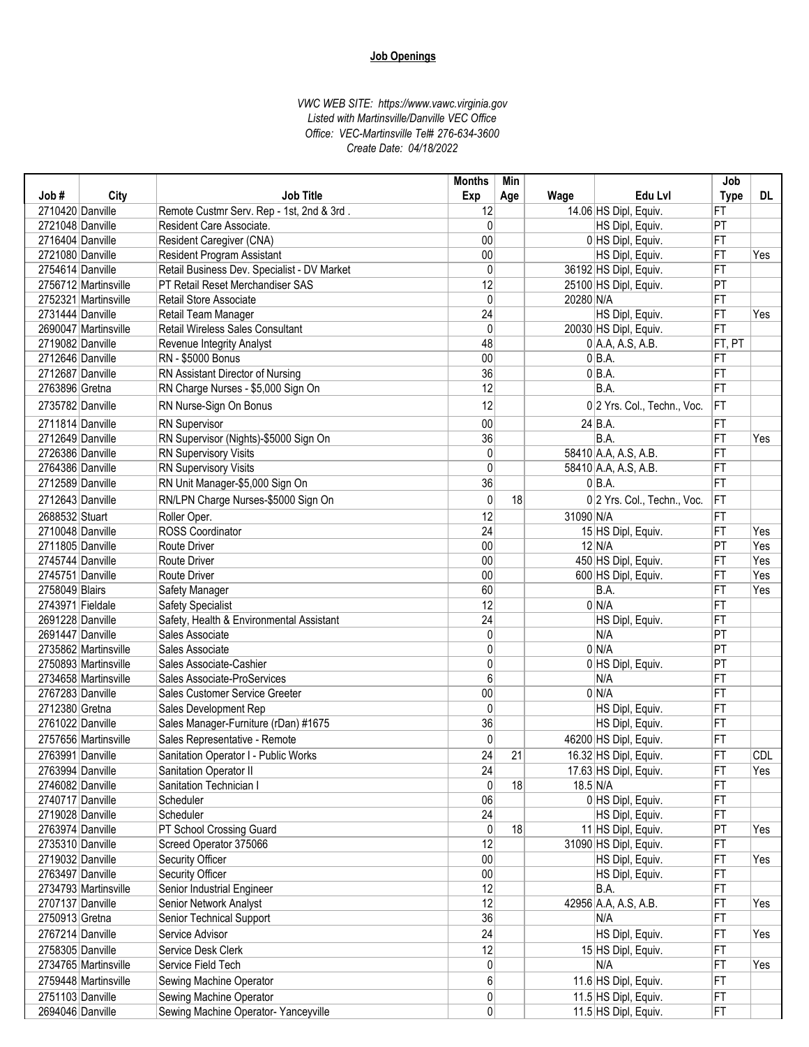**Job Openings**

*VWC WEB SITE: https://www.vawc.virginia.gov*
*Listed with Martinsville/Danville VEC Office*
*Office: VEC-Martinsville Tel# 276-634-3600*
*Create Date: 04/18/2022*

| Job # | City | Job Title | Months Exp | Min Age | Wage | Edu Lvl | Job Type | DL |
|---|---|---|---|---|---|---|---|---|
| 2710420 | Danville | Remote Custmr Serv. Rep - 1st, 2nd & 3rd . | 12 | | 14.06 | HS Dipl, Equiv. | FT | |
| 2721048 | Danville | Resident Care Associate. | 0 | | | HS Dipl, Equiv. | PT | |
| 2716404 | Danville | Resident Caregiver (CNA) | 00 | | 0 | HS Dipl, Equiv. | FT | |
| 2721080 | Danville | Resident Program Assistant | 00 | | | HS Dipl, Equiv. | FT | Yes |
| 2754614 | Danville | Retail Business Dev. Specialist - DV Market | 0 | | 36192 | HS Dipl, Equiv. | FT | |
| 2756712 | Martinsville | PT Retail Reset Merchandiser SAS | 12 | | 25100 | HS Dipl, Equiv. | PT | |
| 2752321 | Martinsville | Retail Store Associate | 0 | | 20280 | N/A | FT | |
| 2731444 | Danville | Retail Team Manager | 24 | | | HS Dipl, Equiv. | FT | Yes |
| 2690047 | Martinsville | Retail Wireless Sales Consultant | 0 | | 20030 | HS Dipl, Equiv. | FT | |
| 2719082 | Danville | Revenue Integrity Analyst | 48 | | 0 | A.A, A.S, A.B. | FT, PT | |
| 2712646 | Danville | RN - $5000 Bonus | 00 | | 0 | B.A. | FT | |
| 2712687 | Danville | RN Assistant Director of Nursing | 36 | | 0 | B.A. | FT | |
| 2763896 | Gretna | RN Charge Nurses - $5,000 Sign On | 12 | | | B.A. | FT | |
| 2735782 | Danville | RN Nurse-Sign On Bonus | 12 | | 0 | 2 Yrs. Col., Techn., Voc. | FT | |
| 2711814 | Danville | RN Supervisor | 00 | | 24 | B.A. | FT | |
| 2712649 | Danville | RN Supervisor (Nights)-$5000 Sign On | 36 | | | B.A. | FT | Yes |
| 2726386 | Danville | RN Supervisory Visits | 0 | | 58410 | A.A, A.S, A.B. | FT | |
| 2764386 | Danville | RN Supervisory Visits | 0 | | 58410 | A.A, A.S, A.B. | FT | |
| 2712589 | Danville | RN Unit Manager-$5,000 Sign On | 36 | | 0 | B.A. | FT | |
| 2712643 | Danville | RN/LPN Charge Nurses-$5000 Sign On | 0 | 18 | 0 | 2 Yrs. Col., Techn., Voc. | FT | |
| 2688532 | Stuart | Roller Oper. | 12 | | 31090 | N/A | FT | |
| 2710048 | Danville | ROSS Coordinator | 24 | | 15 | HS Dipl, Equiv. | FT | Yes |
| 2711805 | Danville | Route Driver | 00 | | 12 | N/A | PT | Yes |
| 2745744 | Danville | Route Driver | 00 | | 450 | HS Dipl, Equiv. | FT | Yes |
| 2745751 | Danville | Route Driver | 00 | | 600 | HS Dipl, Equiv. | FT | Yes |
| 2758049 | Blairs | Safety Manager | 60 | | | B.A. | FT | Yes |
| 2743971 | Fieldale | Safety Specialist | 12 | | 0 | N/A | FT | |
| 2691228 | Danville | Safety, Health & Environmental Assistant | 24 | | | HS Dipl, Equiv. | FT | |
| 2691447 | Danville | Sales Associate | 0 | | | N/A | PT | |
| 2735862 | Martinsville | Sales Associate | 0 | | 0 | N/A | PT | |
| 2750893 | Martinsville | Sales Associate-Cashier | 0 | | 0 | HS Dipl, Equiv. | PT | |
| 2734658 | Martinsville | Sales Associate-ProServices | 6 | | | N/A | FT | |
| 2767283 | Danville | Sales Customer Service Greeter | 00 | | 0 | N/A | FT | |
| 2712380 | Gretna | Sales Development Rep | 0 | | | HS Dipl, Equiv. | FT | |
| 2761022 | Danville | Sales Manager-Furniture (rDan) #1675 | 36 | | | HS Dipl, Equiv. | FT | |
| 2757656 | Martinsville | Sales Representative - Remote | 0 | | 46200 | HS Dipl, Equiv. | FT | |
| 2763991 | Danville | Sanitation Operator I - Public Works | 24 | 21 | 16.32 | HS Dipl, Equiv. | FT | CDL |
| 2763994 | Danville | Sanitation Operator II | 24 | | 17.63 | HS Dipl, Equiv. | FT | Yes |
| 2746082 | Danville | Sanitation Technician I | 0 | 18 | 18.5 | N/A | FT | |
| 2740717 | Danville | Scheduler | 06 | | 0 | HS Dipl, Equiv. | FT | |
| 2719028 | Danville | Scheduler | 24 | | | HS Dipl, Equiv. | FT | |
| 2763974 | Danville | PT School Crossing Guard | 0 | 18 | 11 | HS Dipl, Equiv. | PT | Yes |
| 2735310 | Danville | Screed Operator 375066 | 12 | | 31090 | HS Dipl, Equiv. | FT | |
| 2719032 | Danville | Security Officer | 00 | | | HS Dipl, Equiv. | FT | Yes |
| 2763497 | Danville | Security Officer | 00 | | | HS Dipl, Equiv. | FT | |
| 2734793 | Martinsville | Senior Industrial Engineer | 12 | | | B.A. | FT | |
| 2707137 | Danville | Senior Network Analyst | 12 | | 42956 | A.A, A.S, A.B. | FT | Yes |
| 2750913 | Gretna | Senior Technical Support | 36 | | | N/A | FT | |
| 2767214 | Danville | Service Advisor | 24 | | | HS Dipl, Equiv. | FT | Yes |
| 2758305 | Danville | Service Desk Clerk | 12 | | 15 | HS Dipl, Equiv. | FT | |
| 2734765 | Martinsville | Service Field Tech | 0 | | | N/A | FT | Yes |
| 2759448 | Martinsville | Sewing Machine Operator | 6 | | 11.6 | HS Dipl, Equiv. | FT | |
| 2751103 | Danville | Sewing Machine Operator | 0 | | 11.5 | HS Dipl, Equiv. | FT | |
| 2694046 | Danville | Sewing Machine Operator- Yanceyville | 0 | | 11.5 | HS Dipl, Equiv. | FT | |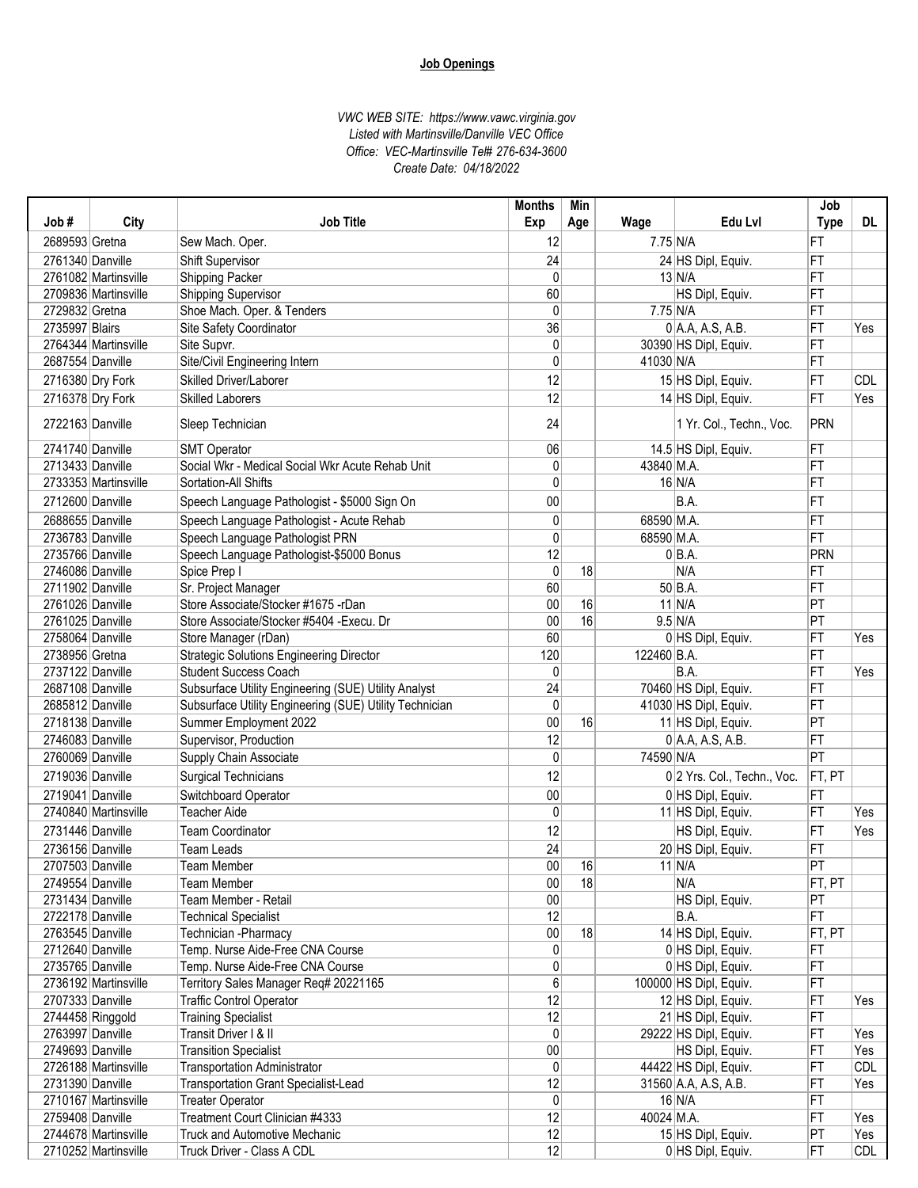**Job Openings**

*VWC WEB SITE: https://www.vawc.virginia.gov*
*Listed with Martinsville/Danville VEC Office*
*Office: VEC-Martinsville Tel# 276-634-3600*
*Create Date: 04/18/2022*

| Job # | City | Job Title | Months Exp | Min Age | Wage | Edu Lvl | Job Type | DL |
|---|---|---|---|---|---|---|---|---|
| 2689593 | Gretna | Sew Mach. Oper. | 12 | | 7.75 | N/A | FT | |
| 2761340 | Danville | Shift Supervisor | 24 | | 24 | HS Dipl, Equiv. | FT | |
| 2761082 | Martinsville | Shipping Packer | 0 | | 13 | N/A | FT | |
| 2709836 | Martinsville | Shipping Supervisor | 60 | | | HS Dipl, Equiv. | FT | |
| 2729832 | Gretna | Shoe Mach. Oper. & Tenders | 0 | | 7.75 | N/A | FT | |
| 2735997 | Blairs | Site Safety Coordinator | 36 | | 0 | A.A, A.S, A.B. | FT | Yes |
| 2764344 | Martinsville | Site Supvr. | 0 | | 30390 | HS Dipl, Equiv. | FT | |
| 2687554 | Danville | Site/Civil Engineering Intern | 0 | | 41030 | N/A | FT | |
| 2716380 | Dry Fork | Skilled Driver/Laborer | 12 | | 15 | HS Dipl, Equiv. | FT | CDL |
| 2716378 | Dry Fork | Skilled Laborers | 12 | | 14 | HS Dipl, Equiv. | FT | Yes |
| 2722163 | Danville | Sleep Technician | 24 | | | 1 Yr. Col., Techn., Voc. | PRN | |
| 2741740 | Danville | SMT Operator | 06 | | 14.5 | HS Dipl, Equiv. | FT | |
| 2713433 | Danville | Social Wkr - Medical Social Wkr Acute Rehab Unit | 0 | | 43840 | M.A. | FT | |
| 2733353 | Martinsville | Sortation-All Shifts | 0 | | 16 | N/A | FT | |
| 2712600 | Danville | Speech Language Pathologist - $5000 Sign On | 00 | | | B.A. | FT | |
| 2688655 | Danville | Speech Language Pathologist - Acute Rehab | 0 | | 68590 | M.A. | FT | |
| 2736783 | Danville | Speech Language Pathologist PRN | 0 | | 68590 | M.A. | FT | |
| 2735766 | Danville | Speech Language Pathologist-$5000 Bonus | 12 | | 0 | B.A. | PRN | |
| 2746086 | Danville | Spice Prep I | 0 | 18 | | N/A | FT | |
| 2711902 | Danville | Sr. Project Manager | 60 | | 50 | B.A. | FT | |
| 2761026 | Danville | Store Associate/Stocker #1675 -rDan | 00 | 16 | 11 | N/A | PT | |
| 2761025 | Danville | Store Associate/Stocker #5404 -Execu. Dr | 00 | 16 | 9.5 | N/A | PT | |
| 2758064 | Danville | Store Manager (rDan) | 60 | | 0 | HS Dipl, Equiv. | FT | Yes |
| 2738956 | Gretna | Strategic Solutions Engineering Director | 120 | | 122460 | B.A. | FT | |
| 2737122 | Danville | Student Success Coach | 0 | | | B.A. | FT | Yes |
| 2687108 | Danville | Subsurface Utility Engineering (SUE) Utility Analyst | 24 | | 70460 | HS Dipl, Equiv. | FT | |
| 2685812 | Danville | Subsurface Utility Engineering (SUE) Utility Technician | 0 | | 41030 | HS Dipl, Equiv. | FT | |
| 2718138 | Danville | Summer Employment 2022 | 00 | 16 | 11 | HS Dipl, Equiv. | PT | |
| 2746083 | Danville | Supervisor, Production | 12 | | 0 | A.A, A.S, A.B. | FT | |
| 2760069 | Danville | Supply Chain Associate | 0 | | 74590 | N/A | PT | |
| 2719036 | Danville | Surgical Technicians | 12 | | 0 | 2 Yrs. Col., Techn., Voc. | FT, PT | |
| 2719041 | Danville | Switchboard Operator | 00 | | 0 | HS Dipl, Equiv. | FT | |
| 2740840 | Martinsville | Teacher Aide | 0 | | 11 | HS Dipl, Equiv. | FT | Yes |
| 2731446 | Danville | Team Coordinator | 12 | | | HS Dipl, Equiv. | FT | Yes |
| 2736156 | Danville | Team Leads | 24 | | 20 | HS Dipl, Equiv. | FT | |
| 2707503 | Danville | Team Member | 00 | 16 | 11 | N/A | PT | |
| 2749554 | Danville | Team Member | 00 | 18 | | N/A | FT, PT | |
| 2731434 | Danville | Team Member - Retail | 00 | | | HS Dipl, Equiv. | PT | |
| 2722178 | Danville | Technical Specialist | 12 | | | B.A. | FT | |
| 2763545 | Danville | Technician -Pharmacy | 00 | 18 | 14 | HS Dipl, Equiv. | FT, PT | |
| 2712640 | Danville | Temp. Nurse Aide-Free CNA Course | 0 | | 0 | HS Dipl, Equiv. | FT | |
| 2735765 | Danville | Temp. Nurse Aide-Free CNA Course | 0 | | 0 | HS Dipl, Equiv. | FT | |
| 2736192 | Martinsville | Territory Sales Manager Req# 20221165 | 6 | | 100000 | HS Dipl, Equiv. | FT | |
| 2707333 | Danville | Traffic Control Operator | 12 | | 12 | HS Dipl, Equiv. | FT | Yes |
| 2744458 | Ringgold | Training Specialist | 12 | | 21 | HS Dipl, Equiv. | FT | |
| 2763997 | Danville | Transit Driver I & II | 0 | | 29222 | HS Dipl, Equiv. | FT | Yes |
| 2749693 | Danville | Transition Specialist | 00 | | | HS Dipl, Equiv. | FT | Yes |
| 2726188 | Martinsville | Transportation Administrator | 0 | | 44422 | HS Dipl, Equiv. | FT | CDL |
| 2731390 | Danville | Transportation Grant Specialist-Lead | 12 | | 31560 | A.A, A.S, A.B. | FT | Yes |
| 2710167 | Martinsville | Treater Operator | 0 | | 16 | N/A | FT | |
| 2759408 | Danville | Treatment Court Clinician #4333 | 12 | | 40024 | M.A. | FT | Yes |
| 2744678 | Martinsville | Truck and Automotive Mechanic | 12 | | 15 | HS Dipl, Equiv. | PT | Yes |
| 2710252 | Martinsville | Truck Driver - Class A CDL | 12 | | 0 | HS Dipl, Equiv. | FT | CDL |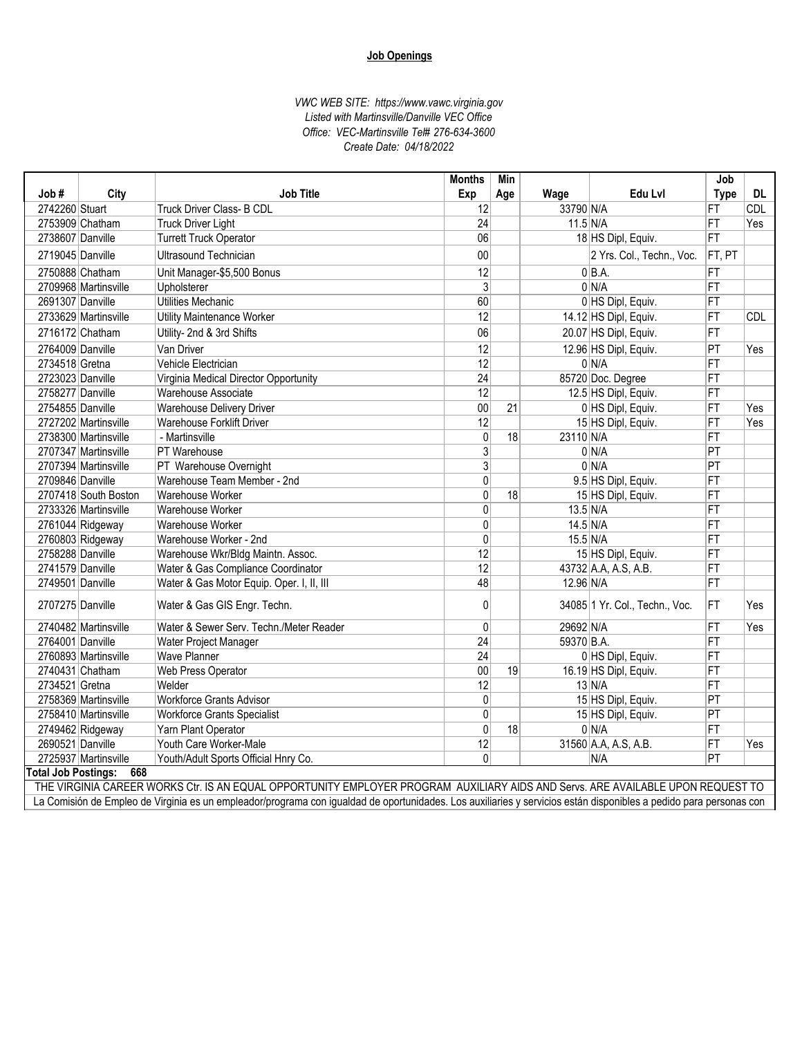**Job Openings**

*VWC WEB SITE: https://www.vawc.virginia.gov*
*Listed with Martinsville/Danville VEC Office*
*Office: VEC-Martinsville Tel# 276-634-3600*
*Create Date: 04/18/2022*

| Job # | City | Job Title | Months Exp | Min Age | Wage | Edu Lvl | Job Type | DL |
|---|---|---|---|---|---|---|---|---|
| 2742260 | Stuart | Truck Driver Class- B CDL | 12 | | 33790 | N/A | FT | CDL |
| 2753909 | Chatham | Truck Driver Light | 24 | | 11.5 | N/A | FT | Yes |
| 2738607 | Danville | Turrett Truck Operator | 06 | | 18 | HS Dipl, Equiv. | FT | |
| 2719045 | Danville | Ultrasound Technician | 00 | | | 2 Yrs. Col., Techn., Voc. | FT, PT | |
| 2750888 | Chatham | Unit Manager-$5,500 Bonus | 12 | | 0 | B.A. | FT | |
| 2709968 | Martinsville | Upholsterer | 3 | | 0 | N/A | FT | |
| 2691307 | Danville | Utilities Mechanic | 60 | | 0 | HS Dipl, Equiv. | FT | |
| 2733629 | Martinsville | Utility Maintenance Worker | 12 | | 14.12 | HS Dipl, Equiv. | FT | CDL |
| 2716172 | Chatham | Utility- 2nd & 3rd Shifts | 06 | | 20.07 | HS Dipl, Equiv. | FT | |
| 2764009 | Danville | Van Driver | 12 | | 12.96 | HS Dipl, Equiv. | PT | Yes |
| 2734518 | Gretna | Vehicle Electrician | 12 | | 0 | N/A | FT | |
| 2723023 | Danville | Virginia Medical Director Opportunity | 24 | | 85720 | Doc. Degree | FT | |
| 2758277 | Danville | Warehouse Associate | 12 | | 12.5 | HS Dipl, Equiv. | FT | |
| 2754855 | Danville | Warehouse Delivery Driver | 00 | 21 | 0 | HS Dipl, Equiv. | FT | Yes |
| 2727202 | Martinsville | Warehouse Forklift Driver | 12 | | 15 | HS Dipl, Equiv. | FT | Yes |
| 2738300 | Martinsville | - Martinsville | 0 | 18 | 23110 | N/A | FT | |
| 2707347 | Martinsville | PT Warehouse | 3 | | 0 | N/A | PT | |
| 2707394 | Martinsville | PT Warehouse Overnight | 3 | | 0 | N/A | PT | |
| 2709846 | Danville | Warehouse Team Member - 2nd | 0 | | 9.5 | HS Dipl, Equiv. | FT | |
| 2707418 | South Boston | Warehouse Worker | 0 | 18 | 15 | HS Dipl, Equiv. | FT | |
| 2733326 | Martinsville | Warehouse Worker | 0 | | 13.5 | N/A | FT | |
| 2761044 | Ridgeway | Warehouse Worker | 0 | | 14.5 | N/A | FT | |
| 2760803 | Ridgeway | Warehouse Worker - 2nd | 0 | | 15.5 | N/A | FT | |
| 2758288 | Danville | Warehouse Wkr/Bldg Maintn. Assoc. | 12 | | 15 | HS Dipl, Equiv. | FT | |
| 2741579 | Danville | Water & Gas Compliance Coordinator | 12 | | 43732 | A.A, A.S, A.B. | FT | |
| 2749501 | Danville | Water & Gas Motor Equip. Oper. I, II, III | 48 | | 12.96 | N/A | FT | |
| 2707275 | Danville | Water & Gas GIS Engr. Techn. | 0 | | 34085 | 1 Yr. Col., Techn., Voc. | FT | Yes |
| 2740482 | Martinsville | Water & Sewer Serv. Techn./Meter Reader | 0 | | 29692 | N/A | FT | Yes |
| 2764001 | Danville | Water Project Manager | 24 | | 59370 | B.A. | FT | |
| 2760893 | Martinsville | Wave Planner | 24 | | 0 | HS Dipl, Equiv. | FT | |
| 2740431 | Chatham | Web Press Operator | 00 | 19 | 16.19 | HS Dipl, Equiv. | FT | |
| 2734521 | Gretna | Welder | 12 | | 13 | N/A | FT | |
| 2758369 | Martinsville | Workforce Grants Advisor | 0 | | 15 | HS Dipl, Equiv. | PT | |
| 2758410 | Martinsville | Workforce Grants Specialist | 0 | | 15 | HS Dipl, Equiv. | PT | |
| 2749462 | Ridgeway | Yarn Plant Operator | 0 | 18 | 0 | N/A | FT | |
| 2690521 | Danville | Youth Care Worker-Male | 12 | | 31560 | A.A, A.S, A.B. | FT | Yes |
| 2725937 | Martinsville | Youth/Adult Sports Official Hnry Co. | 0 | | | N/A | PT | |

**Total Job Postings: 668**

THE VIRGINIA CAREER WORKS Ctr. IS AN EQUAL OPPORTUNITY EMPLOYER PROGRAM AUXILIARY AIDS AND Servs. ARE AVAILABLE UPON REQUEST TO

La Comisión de Empleo de Virginia es un empleador/programa con igualdad de oportunidades. Los auxiliares y servicios están disponibles a pedido para personas con